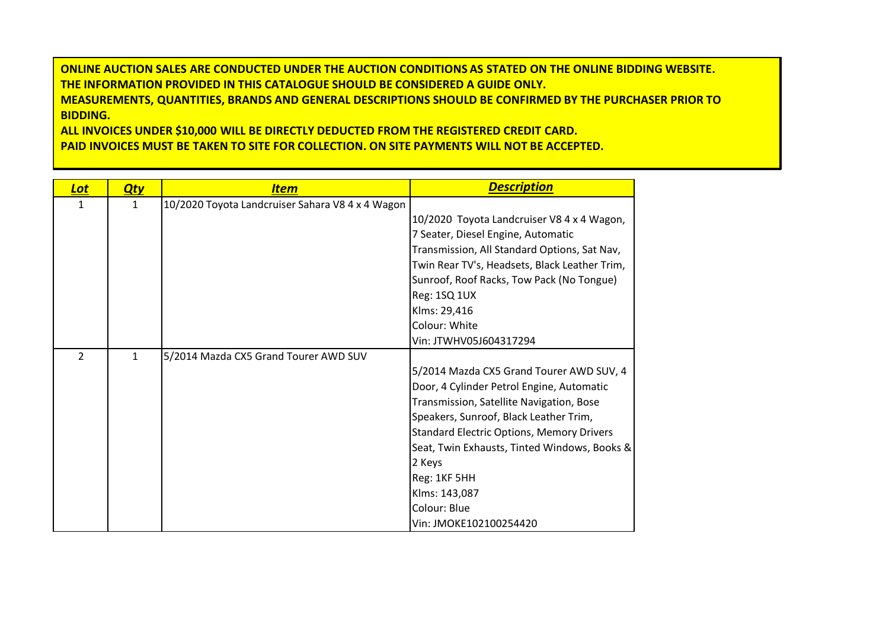**ONLINE AUCTION SALES ARE CONDUCTED UNDER THE AUCTION CONDITIONS AS STATED ON THE ONLINE BIDDING WEBSITE.**
**THE INFORMATION PROVIDED IN THIS CATALOGUE SHOULD BE CONSIDERED A GUIDE ONLY.**
**MEASUREMENTS, QUANTITIES, BRANDS AND GENERAL DESCRIPTIONS SHOULD BE CONFIRMED BY THE PURCHASER PRIOR TO BIDDING.**
**ALL INVOICES UNDER $10,000 WILL BE DIRECTLY DEDUCTED FROM THE REGISTERED CREDIT CARD.**
**PAID INVOICES MUST BE TAKEN TO SITE FOR COLLECTION. ON SITE PAYMENTS WILL NOT BE ACCEPTED.**

| Lot | Qty | Item | Description |
|---|---|---|---|
| 1 | 1 | 10/2020 Toyota Landcruiser Sahara V8 4 x 4 Wagon | 10/2020 Toyota Landcruiser V8 4 x 4 Wagon, 7 Seater, Diesel Engine, Automatic Transmission, All Standard Options, Sat Nav, Twin Rear TV's, Headsets, Black Leather Trim, Sunroof, Roof Racks, Tow Pack (No Tongue)<br>Reg: 1SQ 1UX<br>Klms: 29,416<br>Colour: White<br>Vin: JTWHV05J604317294 |
| 2 | 1 | 5/2014 Mazda CX5 Grand Tourer AWD SUV | 5/2014 Mazda CX5 Grand Tourer AWD SUV, 4 Door, 4 Cylinder Petrol Engine, Automatic Transmission, Satellite Navigation, Bose Speakers, Sunroof, Black Leather Trim, Standard Electric Options, Memory Drivers Seat, Twin Exhausts, Tinted Windows, Books & 2 Keys<br>Reg: 1KF 5HH<br>Klms: 143,087<br>Colour: Blue<br>Vin: JMOKE102100254420 |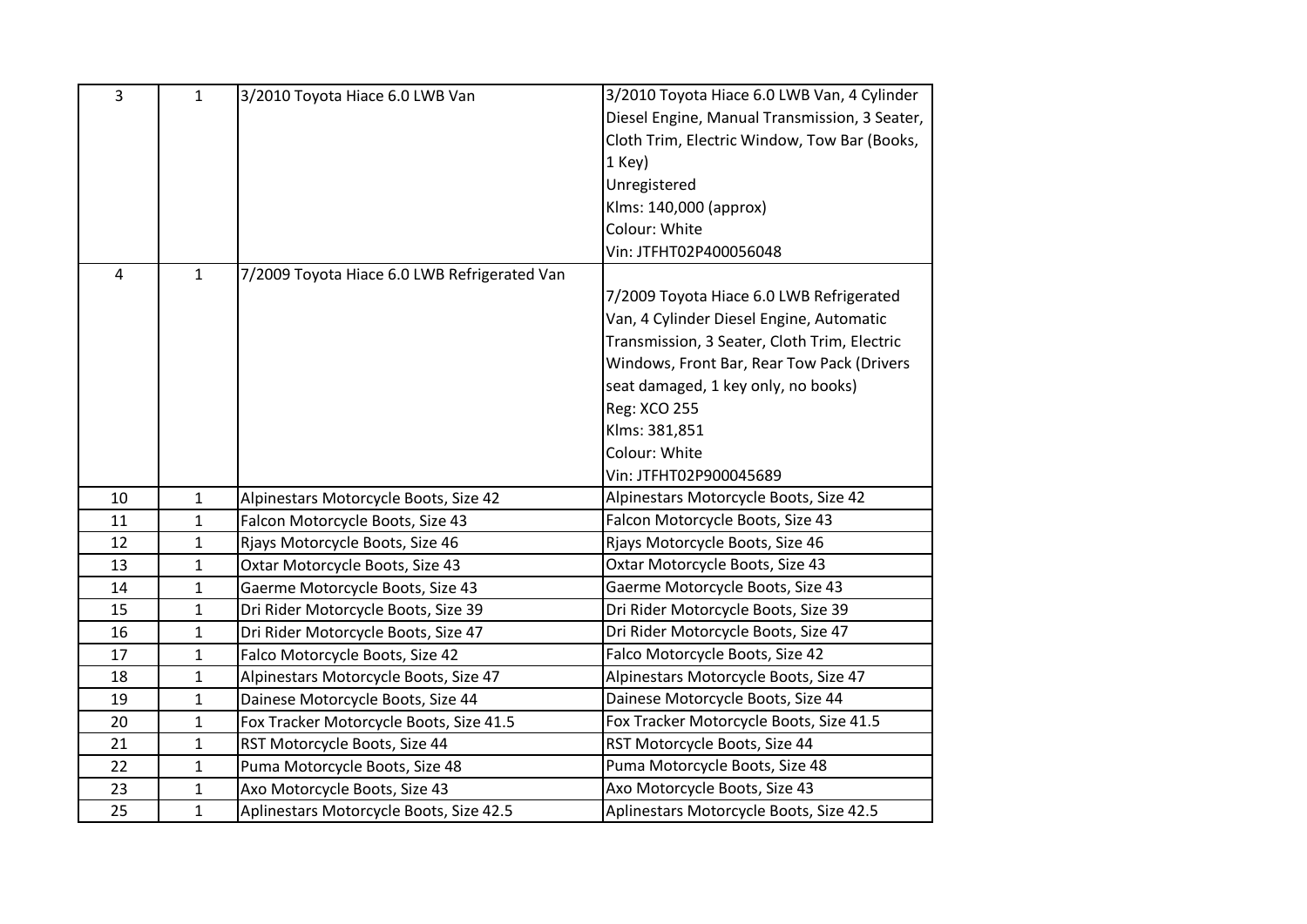| | | | |
|---|---|---|---|
| 3 | 1 | 3/2010 Toyota Hiace 6.0 LWB Van | 3/2010 Toyota Hiace 6.0 LWB Van, 4 Cylinder Diesel Engine, Manual Transmission, 3 Seater, Cloth Trim, Electric Window, Tow Bar (Books, 1 Key)<br>Unregistered<br>Klms: 140,000 (approx)<br>Colour: White<br>Vin: JTFHT02P400056048 |
| 4 | 1 | 7/2009 Toyota Hiace 6.0 LWB Refrigerated Van | 7/2009 Toyota Hiace 6.0 LWB Refrigerated Van, 4 Cylinder Diesel Engine, Automatic Transmission, 3 Seater, Cloth Trim, Electric Windows, Front Bar, Rear Tow Pack (Drivers seat damaged, 1 key only, no books)<br>Reg: XCO 255<br>Klms: 381,851<br>Colour: White<br>Vin: JTFHT02P900045689 |
| 10 | 1 | Alpinestars Motorcycle Boots, Size 42 | Alpinestars Motorcycle Boots, Size 42 |
| 11 | 1 | Falcon Motorcycle Boots, Size 43 | Falcon Motorcycle Boots, Size 43 |
| 12 | 1 | Rjays Motorcycle Boots, Size 46 | Rjays Motorcycle Boots, Size 46 |
| 13 | 1 | Oxtar Motorcycle Boots, Size 43 | Oxtar Motorcycle Boots, Size 43 |
| 14 | 1 | Gaerme Motorcycle Boots, Size 43 | Gaerme Motorcycle Boots, Size 43 |
| 15 | 1 | Dri Rider Motorcycle Boots, Size 39 | Dri Rider Motorcycle Boots, Size 39 |
| 16 | 1 | Dri Rider Motorcycle Boots, Size 47 | Dri Rider Motorcycle Boots, Size 47 |
| 17 | 1 | Falco Motorcycle Boots, Size 42 | Falco Motorcycle Boots, Size 42 |
| 18 | 1 | Alpinestars Motorcycle Boots, Size 47 | Alpinestars Motorcycle Boots, Size 47 |
| 19 | 1 | Dainese Motorcycle Boots, Size 44 | Dainese Motorcycle Boots, Size 44 |
| 20 | 1 | Fox Tracker Motorcycle Boots, Size 41.5 | Fox Tracker Motorcycle Boots, Size 41.5 |
| 21 | 1 | RST Motorcycle Boots, Size 44 | RST Motorcycle Boots, Size 44 |
| 22 | 1 | Puma Motorcycle Boots, Size 48 | Puma Motorcycle Boots, Size 48 |
| 23 | 1 | Axo Motorcycle Boots, Size 43 | Axo Motorcycle Boots, Size 43 |
| 25 | 1 | Aplinestars Motorcycle Boots, Size 42.5 | Aplinestars Motorcycle Boots, Size 42.5 |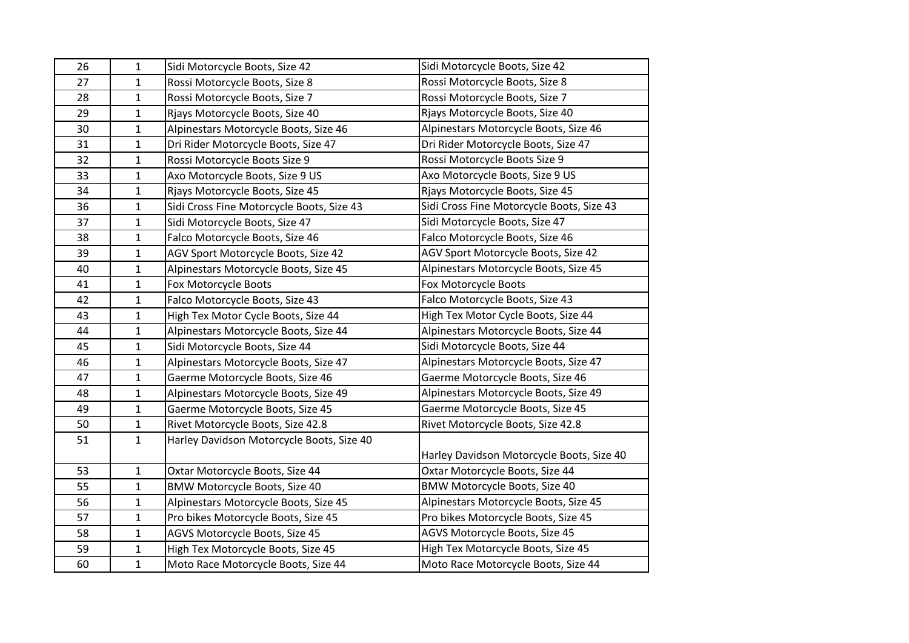| 26 | 1 | Sidi Motorcycle Boots, Size 42 | Sidi Motorcycle Boots, Size 42 |
|---|---|---|---|
| 27 | 1 | Rossi Motorcycle Boots, Size 8 | Rossi Motorcycle Boots, Size 8 |
| 28 | 1 | Rossi Motorcycle Boots, Size 7 | Rossi Motorcycle Boots, Size 7 |
| 29 | 1 | Rjays Motorcycle Boots, Size 40 | Rjays Motorcycle Boots, Size 40 |
| 30 | 1 | Alpinestars Motorcycle Boots, Size 46 | Alpinestars Motorcycle Boots, Size 46 |
| 31 | 1 | Dri Rider Motorcycle Boots, Size 47 | Dri Rider Motorcycle Boots, Size 47 |
| 32 | 1 | Rossi Motorcycle Boots Size 9 | Rossi Motorcycle Boots Size 9 |
| 33 | 1 | Axo Motorcycle Boots, Size 9 US | Axo Motorcycle Boots, Size 9 US |
| 34 | 1 | Rjays Motorcycle Boots, Size 45 | Rjays Motorcycle Boots, Size 45 |
| 36 | 1 | Sidi Cross Fine Motorcycle Boots, Size 43 | Sidi Cross Fine Motorcycle Boots, Size 43 |
| 37 | 1 | Sidi Motorcycle Boots, Size 47 | Sidi Motorcycle Boots, Size 47 |
| 38 | 1 | Falco Motorcycle Boots, Size 46 | Falco Motorcycle Boots, Size 46 |
| 39 | 1 | AGV Sport Motorcycle Boots, Size 42 | AGV Sport Motorcycle Boots, Size 42 |
| 40 | 1 | Alpinestars Motorcycle Boots, Size 45 | Alpinestars Motorcycle Boots, Size 45 |
| 41 | 1 | Fox Motorcycle Boots | Fox Motorcycle Boots |
| 42 | 1 | Falco Motorcycle Boots, Size 43 | Falco Motorcycle Boots, Size 43 |
| 43 | 1 | High Tex Motor Cycle Boots, Size 44 | High Tex Motor Cycle Boots, Size 44 |
| 44 | 1 | Alpinestars Motorcycle Boots, Size 44 | Alpinestars Motorcycle Boots, Size 44 |
| 45 | 1 | Sidi Motorcycle Boots, Size 44 | Sidi Motorcycle Boots, Size 44 |
| 46 | 1 | Alpinestars Motorcycle Boots, Size 47 | Alpinestars Motorcycle Boots, Size 47 |
| 47 | 1 | Gaerme Motorcycle Boots, Size 46 | Gaerme Motorcycle Boots, Size 46 |
| 48 | 1 | Alpinestars Motorcycle Boots, Size 49 | Alpinestars Motorcycle Boots, Size 49 |
| 49 | 1 | Gaerme Motorcycle Boots, Size 45 | Gaerme Motorcycle Boots, Size 45 |
| 50 | 1 | Rivet Motorcycle Boots, Size 42.8 | Rivet Motorcycle Boots, Size 42.8 |
| 51 | 1 | Harley Davidson Motorcycle Boots, Size 40 | Harley Davidson Motorcycle Boots, Size 40 |
| 53 | 1 | Oxtar Motorcycle Boots, Size 44 | Oxtar Motorcycle Boots, Size 44 |
| 55 | 1 | BMW Motorcycle Boots, Size 40 | BMW Motorcycle Boots, Size 40 |
| 56 | 1 | Alpinestars Motorcycle Boots, Size 45 | Alpinestars Motorcycle Boots, Size 45 |
| 57 | 1 | Pro bikes Motorcycle Boots, Size 45 | Pro bikes Motorcycle Boots, Size 45 |
| 58 | 1 | AGVS Motorcycle Boots, Size 45 | AGVS Motorcycle Boots, Size 45 |
| 59 | 1 | High Tex Motorcycle Boots, Size 45 | High Tex Motorcycle Boots, Size 45 |
| 60 | 1 | Moto Race Motorcycle Boots, Size 44 | Moto Race Motorcycle Boots, Size 44 |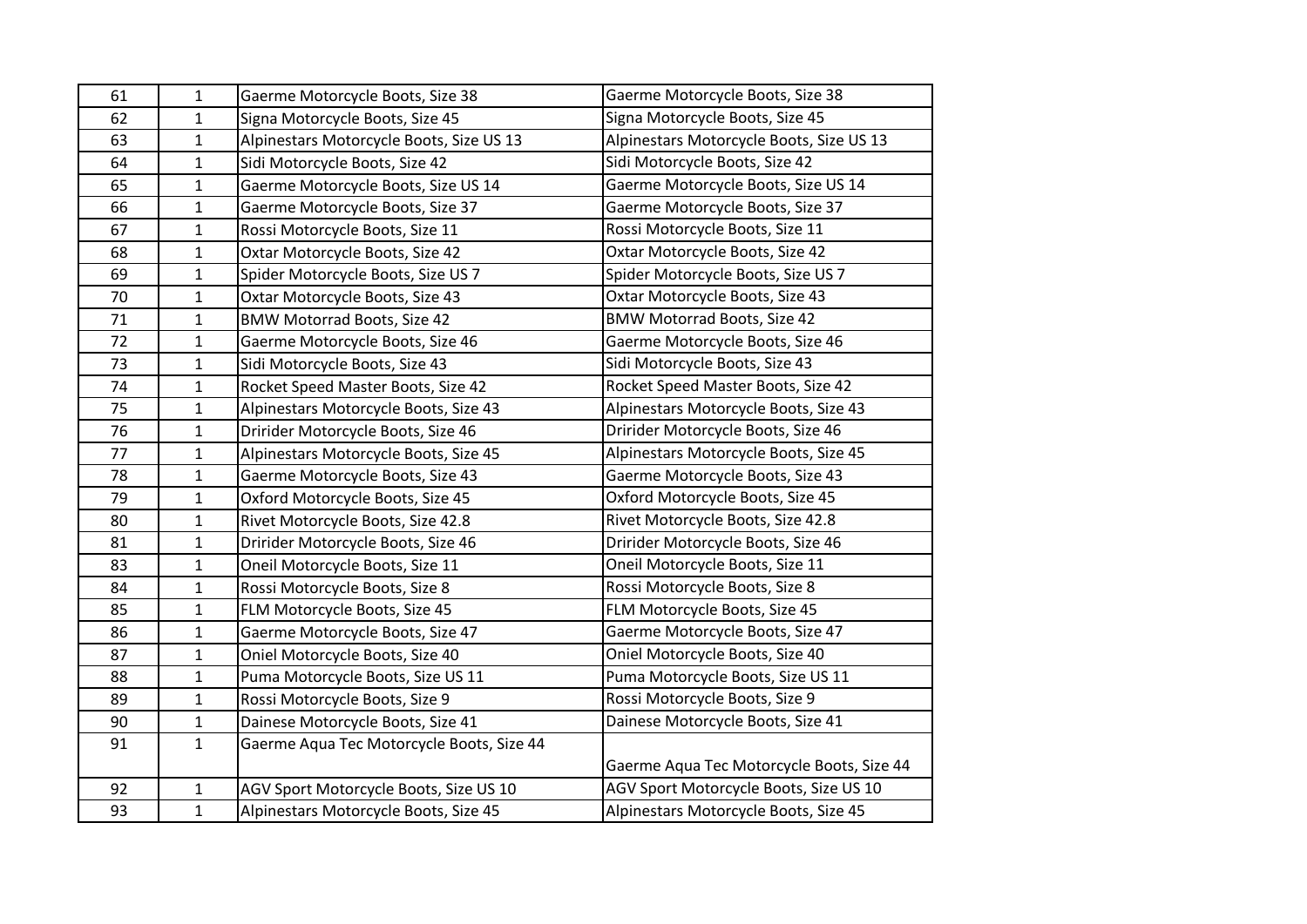| 61 | 1 | Gaerme Motorcycle Boots, Size 38 | Gaerme Motorcycle Boots, Size 38 |
|---|---|---|---|
| 62 | 1 | Signa Motorcycle Boots, Size 45 | Signa Motorcycle Boots, Size 45 |
| 63 | 1 | Alpinestars Motorcycle Boots, Size US 13 | Alpinestars Motorcycle Boots, Size US 13 |
| 64 | 1 | Sidi Motorcycle Boots, Size 42 | Sidi Motorcycle Boots, Size 42 |
| 65 | 1 | Gaerme Motorcycle Boots, Size US 14 | Gaerme Motorcycle Boots, Size US 14 |
| 66 | 1 | Gaerme Motorcycle Boots, Size 37 | Gaerme Motorcycle Boots, Size 37 |
| 67 | 1 | Rossi Motorcycle Boots, Size 11 | Rossi Motorcycle Boots, Size 11 |
| 68 | 1 | Oxtar Motorcycle Boots, Size 42 | Oxtar Motorcycle Boots, Size 42 |
| 69 | 1 | Spider Motorcycle Boots, Size US 7 | Spider Motorcycle Boots, Size US 7 |
| 70 | 1 | Oxtar Motorcycle Boots, Size 43 | Oxtar Motorcycle Boots, Size 43 |
| 71 | 1 | BMW Motorrad Boots, Size 42 | BMW Motorrad Boots, Size 42 |
| 72 | 1 | Gaerme Motorcycle Boots, Size 46 | Gaerme Motorcycle Boots, Size 46 |
| 73 | 1 | Sidi Motorcycle Boots, Size 43 | Sidi Motorcycle Boots, Size 43 |
| 74 | 1 | Rocket Speed Master Boots, Size 42 | Rocket Speed Master Boots, Size 42 |
| 75 | 1 | Alpinestars Motorcycle Boots, Size 43 | Alpinestars Motorcycle Boots, Size 43 |
| 76 | 1 | Dririder Motorcycle Boots, Size 46 | Dririder Motorcycle Boots, Size 46 |
| 77 | 1 | Alpinestars Motorcycle Boots, Size 45 | Alpinestars Motorcycle Boots, Size 45 |
| 78 | 1 | Gaerme Motorcycle Boots, Size 43 | Gaerme Motorcycle Boots, Size 43 |
| 79 | 1 | Oxford Motorcycle Boots, Size 45 | Oxford Motorcycle Boots, Size 45 |
| 80 | 1 | Rivet Motorcycle Boots, Size 42.8 | Rivet Motorcycle Boots, Size 42.8 |
| 81 | 1 | Dririder Motorcycle Boots, Size 46 | Dririder Motorcycle Boots, Size 46 |
| 83 | 1 | Oneil Motorcycle Boots, Size 11 | Oneil Motorcycle Boots, Size 11 |
| 84 | 1 | Rossi Motorcycle Boots, Size 8 | Rossi Motorcycle Boots, Size 8 |
| 85 | 1 | FLM Motorcycle Boots, Size 45 | FLM Motorcycle Boots, Size 45 |
| 86 | 1 | Gaerme Motorcycle Boots, Size 47 | Gaerme Motorcycle Boots, Size 47 |
| 87 | 1 | Oniel Motorcycle Boots, Size 40 | Oniel Motorcycle Boots, Size 40 |
| 88 | 1 | Puma Motorcycle Boots, Size US 11 | Puma Motorcycle Boots, Size US 11 |
| 89 | 1 | Rossi Motorcycle Boots, Size 9 | Rossi Motorcycle Boots, Size 9 |
| 90 | 1 | Dainese Motorcycle Boots, Size 41 | Dainese Motorcycle Boots, Size 41 |
| 91 | 1 | Gaerme Aqua Tec Motorcycle Boots, Size 44 | Gaerme Aqua Tec Motorcycle Boots, Size 44 |
| 92 | 1 | AGV Sport Motorcycle Boots, Size US 10 | AGV Sport Motorcycle Boots, Size US 10 |
| 93 | 1 | Alpinestars Motorcycle Boots, Size 45 | Alpinestars Motorcycle Boots, Size 45 |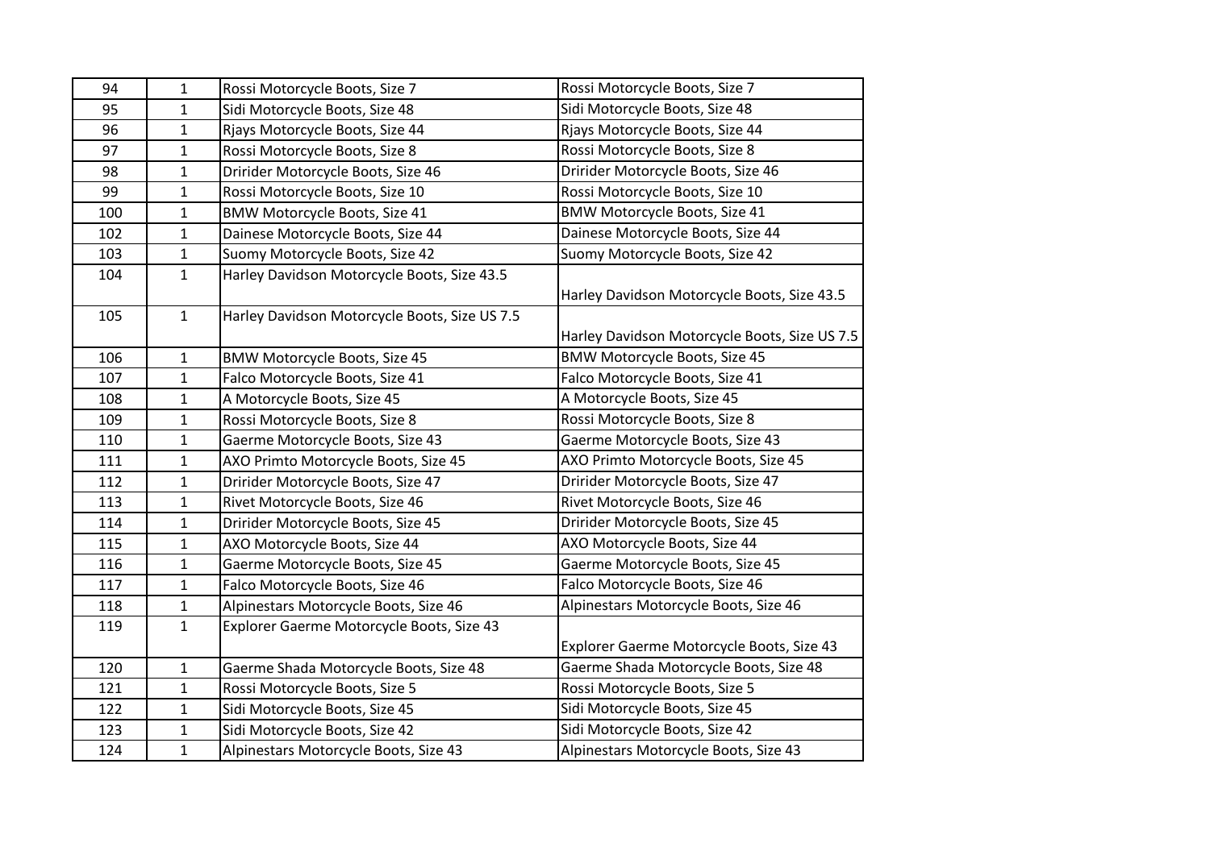| 94 | 1 | Rossi Motorcycle Boots, Size 7 | Rossi Motorcycle Boots, Size 7 |
|---|---|---|---|
| 95 | 1 | Sidi Motorcycle Boots, Size 48 | Sidi Motorcycle Boots, Size 48 |
| 96 | 1 | Rjays Motorcycle Boots, Size 44 | Rjays Motorcycle Boots, Size 44 |
| 97 | 1 | Rossi Motorcycle Boots, Size 8 | Rossi Motorcycle Boots, Size 8 |
| 98 | 1 | Dririder Motorcycle Boots, Size 46 | Dririder Motorcycle Boots, Size 46 |
| 99 | 1 | Rossi Motorcycle Boots, Size 10 | Rossi Motorcycle Boots, Size 10 |
| 100 | 1 | BMW Motorcycle Boots, Size 41 | BMW Motorcycle Boots, Size 41 |
| 102 | 1 | Dainese Motorcycle Boots, Size 44 | Dainese Motorcycle Boots, Size 44 |
| 103 | 1 | Suomy Motorcycle Boots, Size 42 | Suomy Motorcycle Boots, Size 42 |
| 104 | 1 | Harley Davidson Motorcycle Boots, Size 43.5 | Harley Davidson Motorcycle Boots, Size 43.5 |
| 105 | 1 | Harley Davidson Motorcycle Boots, Size US 7.5 | Harley Davidson Motorcycle Boots, Size US 7.5 |
| 106 | 1 | BMW Motorcycle Boots, Size 45 | BMW Motorcycle Boots, Size 45 |
| 107 | 1 | Falco Motorcycle Boots, Size 41 | Falco Motorcycle Boots, Size 41 |
| 108 | 1 | A Motorcycle Boots, Size 45 | A Motorcycle Boots, Size 45 |
| 109 | 1 | Rossi Motorcycle Boots, Size 8 | Rossi Motorcycle Boots, Size 8 |
| 110 | 1 | Gaerme Motorcycle Boots, Size 43 | Gaerme Motorcycle Boots, Size 43 |
| 111 | 1 | AXO Primto Motorcycle Boots, Size 45 | AXO Primto Motorcycle Boots, Size 45 |
| 112 | 1 | Dririder Motorcycle Boots, Size 47 | Dririder Motorcycle Boots, Size 47 |
| 113 | 1 | Rivet Motorcycle Boots, Size 46 | Rivet Motorcycle Boots, Size 46 |
| 114 | 1 | Dririder Motorcycle Boots, Size 45 | Dririder Motorcycle Boots, Size 45 |
| 115 | 1 | AXO Motorcycle Boots, Size 44 | AXO Motorcycle Boots, Size 44 |
| 116 | 1 | Gaerme Motorcycle Boots, Size 45 | Gaerme Motorcycle Boots, Size 45 |
| 117 | 1 | Falco Motorcycle Boots, Size 46 | Falco Motorcycle Boots, Size 46 |
| 118 | 1 | Alpinestars Motorcycle Boots, Size 46 | Alpinestars Motorcycle Boots, Size 46 |
| 119 | 1 | Explorer Gaerme Motorcycle Boots, Size 43 | Explorer Gaerme Motorcycle Boots, Size 43 |
| 120 | 1 | Gaerme Shada Motorcycle Boots, Size 48 | Gaerme Shada Motorcycle Boots, Size 48 |
| 121 | 1 | Rossi Motorcycle Boots, Size 5 | Rossi Motorcycle Boots, Size 5 |
| 122 | 1 | Sidi Motorcycle Boots, Size 45 | Sidi Motorcycle Boots, Size 45 |
| 123 | 1 | Sidi Motorcycle Boots, Size 42 | Sidi Motorcycle Boots, Size 42 |
| 124 | 1 | Alpinestars Motorcycle Boots, Size 43 | Alpinestars Motorcycle Boots, Size 43 |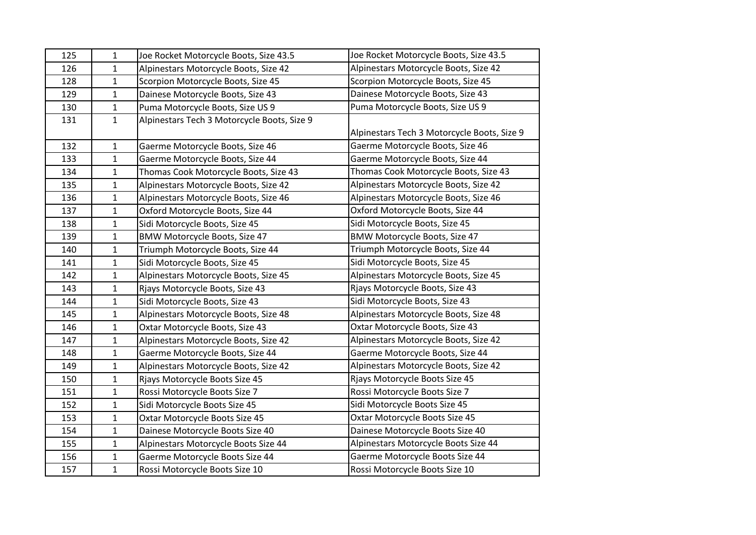| 125 | 1 | Joe Rocket Motorcycle Boots, Size 43.5 | Joe Rocket Motorcycle Boots, Size 43.5 |
|---|---|---|---|
| 126 | 1 | Alpinestars Motorcycle Boots, Size 42 | Alpinestars Motorcycle Boots, Size 42 |
| 128 | 1 | Scorpion Motorcycle Boots, Size 45 | Scorpion Motorcycle Boots, Size 45 |
| 129 | 1 | Dainese Motorcycle Boots, Size 43 | Dainese Motorcycle Boots, Size 43 |
| 130 | 1 | Puma Motorcycle Boots, Size US 9 | Puma Motorcycle Boots, Size US 9 |
| 131 | 1 | Alpinestars Tech 3 Motorcycle Boots, Size 9 | Alpinestars Tech 3 Motorcycle Boots, Size 9 |
| 132 | 1 | Gaerme Motorcycle Boots, Size 46 | Gaerme Motorcycle Boots, Size 46 |
| 133 | 1 | Gaerme Motorcycle Boots, Size 44 | Gaerme Motorcycle Boots, Size 44 |
| 134 | 1 | Thomas Cook Motorcycle Boots, Size 43 | Thomas Cook Motorcycle Boots, Size 43 |
| 135 | 1 | Alpinestars Motorcycle Boots, Size 42 | Alpinestars Motorcycle Boots, Size 42 |
| 136 | 1 | Alpinestars Motorcycle Boots, Size 46 | Alpinestars Motorcycle Boots, Size 46 |
| 137 | 1 | Oxford Motorcycle Boots, Size 44 | Oxford Motorcycle Boots, Size 44 |
| 138 | 1 | Sidi Motorcycle Boots, Size 45 | Sidi Motorcycle Boots, Size 45 |
| 139 | 1 | BMW Motorcycle Boots, Size 47 | BMW Motorcycle Boots, Size 47 |
| 140 | 1 | Triumph Motorcycle Boots, Size 44 | Triumph Motorcycle Boots, Size 44 |
| 141 | 1 | Sidi Motorcycle Boots, Size 45 | Sidi Motorcycle Boots, Size 45 |
| 142 | 1 | Alpinestars Motorcycle Boots, Size 45 | Alpinestars Motorcycle Boots, Size 45 |
| 143 | 1 | Rjays Motorcycle Boots, Size 43 | Rjays Motorcycle Boots, Size 43 |
| 144 | 1 | Sidi Motorcycle Boots, Size 43 | Sidi Motorcycle Boots, Size 43 |
| 145 | 1 | Alpinestars Motorcycle Boots, Size 48 | Alpinestars Motorcycle Boots, Size 48 |
| 146 | 1 | Oxtar Motorcycle Boots, Size 43 | Oxtar Motorcycle Boots, Size 43 |
| 147 | 1 | Alpinestars Motorcycle Boots, Size 42 | Alpinestars Motorcycle Boots, Size 42 |
| 148 | 1 | Gaerme Motorcycle Boots, Size 44 | Gaerme Motorcycle Boots, Size 44 |
| 149 | 1 | Alpinestars Motorcycle Boots, Size 42 | Alpinestars Motorcycle Boots, Size 42 |
| 150 | 1 | Rjays Motorcycle Boots Size 45 | Rjays Motorcycle Boots Size 45 |
| 151 | 1 | Rossi Motorcycle Boots Size 7 | Rossi Motorcycle Boots Size 7 |
| 152 | 1 | Sidi Motorcycle Boots Size 45 | Sidi Motorcycle Boots Size 45 |
| 153 | 1 | Oxtar Motorcycle Boots Size 45 | Oxtar Motorcycle Boots Size 45 |
| 154 | 1 | Dainese Motorcycle Boots Size 40 | Dainese Motorcycle Boots Size 40 |
| 155 | 1 | Alpinestars Motorcycle Boots Size 44 | Alpinestars Motorcycle Boots Size 44 |
| 156 | 1 | Gaerme Motorcycle Boots Size 44 | Gaerme Motorcycle Boots Size 44 |
| 157 | 1 | Rossi Motorcycle Boots Size 10 | Rossi Motorcycle Boots Size 10 |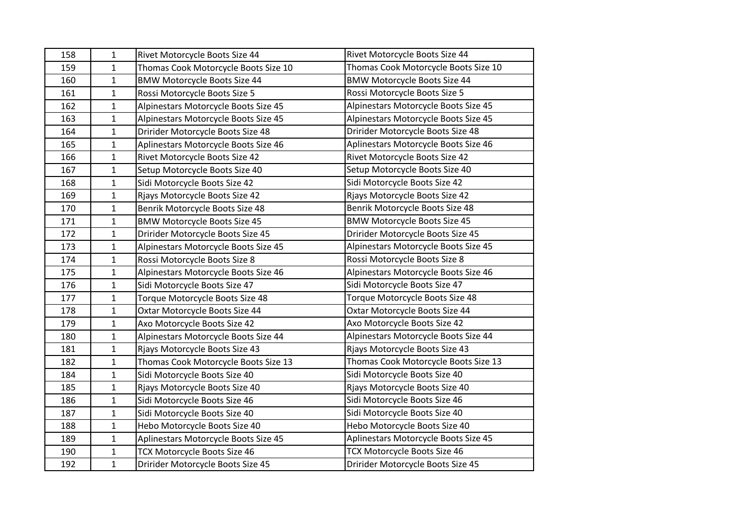| | | | |
|---|---|---|---|
| 158 | 1 | Rivet Motorcycle Boots Size 44 | Rivet Motorcycle Boots Size 44 |
| 159 | 1 | Thomas Cook Motorcycle Boots Size 10 | Thomas Cook Motorcycle Boots Size 10 |
| 160 | 1 | BMW Motorcycle Boots Size 44 | BMW Motorcycle Boots Size 44 |
| 161 | 1 | Rossi Motorcycle Boots Size 5 | Rossi Motorcycle Boots Size 5 |
| 162 | 1 | Alpinestars Motorcycle Boots Size 45 | Alpinestars Motorcycle Boots Size 45 |
| 163 | 1 | Alpinestars Motorcycle Boots Size 45 | Alpinestars Motorcycle Boots Size 45 |
| 164 | 1 | Dririder Motorcycle Boots Size 48 | Dririder Motorcycle Boots Size 48 |
| 165 | 1 | Aplinestars Motorcycle Boots Size 46 | Aplinestars Motorcycle Boots Size 46 |
| 166 | 1 | Rivet Motorcycle Boots Size 42 | Rivet Motorcycle Boots Size 42 |
| 167 | 1 | Setup Motorcycle Boots Size 40 | Setup Motorcycle Boots Size 40 |
| 168 | 1 | Sidi Motorcycle Boots Size 42 | Sidi Motorcycle Boots Size 42 |
| 169 | 1 | Rjays Motorcycle Boots Size 42 | Rjays Motorcycle Boots Size 42 |
| 170 | 1 | Benrik Motorcycle Boots Size 48 | Benrik Motorcycle Boots Size 48 |
| 171 | 1 | BMW Motorcycle Boots Size 45 | BMW Motorcycle Boots Size 45 |
| 172 | 1 | Dririder Motorcycle Boots Size 45 | Dririder Motorcycle Boots Size 45 |
| 173 | 1 | Alpinestars Motorcycle Boots Size 45 | Alpinestars Motorcycle Boots Size 45 |
| 174 | 1 | Rossi Motorcycle Boots Size 8 | Rossi Motorcycle Boots Size 8 |
| 175 | 1 | Alpinestars Motorcycle Boots Size 46 | Alpinestars Motorcycle Boots Size 46 |
| 176 | 1 | Sidi Motorcycle Boots Size 47 | Sidi Motorcycle Boots Size 47 |
| 177 | 1 | Torque Motorcycle Boots Size 48 | Torque Motorcycle Boots Size 48 |
| 178 | 1 | Oxtar Motorcycle Boots Size 44 | Oxtar Motorcycle Boots Size 44 |
| 179 | 1 | Axo Motorcycle Boots Size 42 | Axo Motorcycle Boots Size 42 |
| 180 | 1 | Alpinestars Motorcycle Boots Size 44 | Alpinestars Motorcycle Boots Size 44 |
| 181 | 1 | Rjays Motorcycle Boots Size 43 | Rjays Motorcycle Boots Size 43 |
| 182 | 1 | Thomas Cook Motorcycle Boots Size 13 | Thomas Cook Motorcycle Boots Size 13 |
| 184 | 1 | Sidi Motorcycle Boots Size 40 | Sidi Motorcycle Boots Size 40 |
| 185 | 1 | Rjays Motorcycle Boots Size 40 | Rjays Motorcycle Boots Size 40 |
| 186 | 1 | Sidi Motorcycle Boots Size 46 | Sidi Motorcycle Boots Size 46 |
| 187 | 1 | Sidi Motorcycle Boots Size 40 | Sidi Motorcycle Boots Size 40 |
| 188 | 1 | Hebo Motorcycle Boots Size 40 | Hebo Motorcycle Boots Size 40 |
| 189 | 1 | Aplinestars Motorcycle Boots Size 45 | Aplinestars Motorcycle Boots Size 45 |
| 190 | 1 | TCX Motorcycle Boots Size 46 | TCX Motorcycle Boots Size 46 |
| 192 | 1 | Dririder Motorcycle Boots Size 45 | Dririder Motorcycle Boots Size 45 |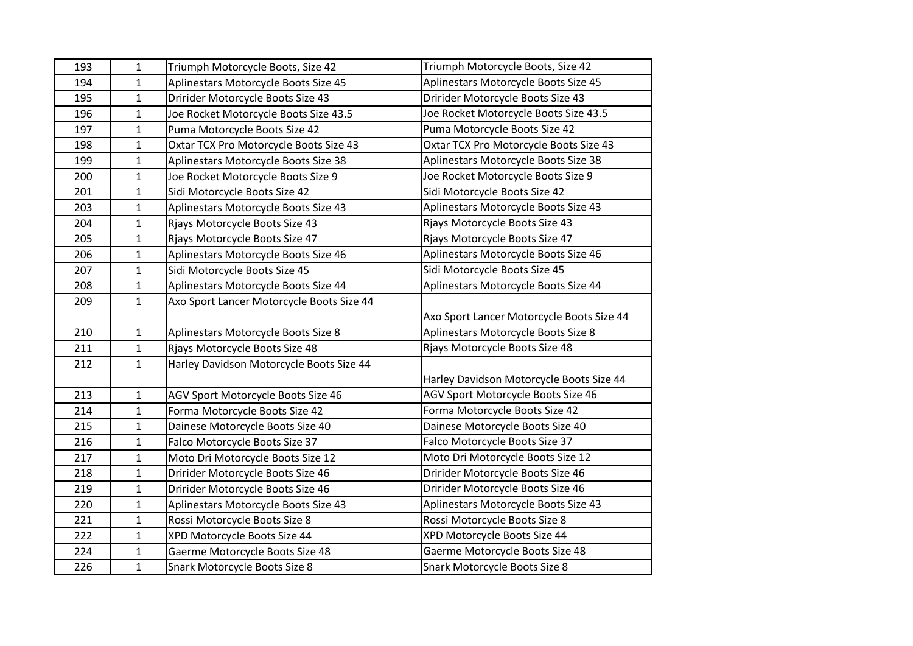| 193 | 1 | Triumph Motorcycle Boots, Size 42 | Triumph Motorcycle Boots, Size 42 |
|---|---|---|---|
| 194 | 1 | Aplinestars Motorcycle Boots Size 45 | Aplinestars Motorcycle Boots Size 45 |
| 195 | 1 | Dririder Motorcycle Boots Size 43 | Dririder Motorcycle Boots Size 43 |
| 196 | 1 | Joe Rocket Motorcycle Boots Size 43.5 | Joe Rocket Motorcycle Boots Size 43.5 |
| 197 | 1 | Puma Motorcycle Boots Size 42 | Puma Motorcycle Boots Size 42 |
| 198 | 1 | Oxtar TCX Pro Motorcycle Boots Size 43 | Oxtar TCX Pro Motorcycle Boots Size 43 |
| 199 | 1 | Aplinestars Motorcycle Boots Size 38 | Aplinestars Motorcycle Boots Size 38 |
| 200 | 1 | Joe Rocket Motorcycle Boots Size 9 | Joe Rocket Motorcycle Boots Size 9 |
| 201 | 1 | Sidi Motorcycle Boots Size 42 | Sidi Motorcycle Boots Size 42 |
| 203 | 1 | Aplinestars Motorcycle Boots Size 43 | Aplinestars Motorcycle Boots Size 43 |
| 204 | 1 | Rjays Motorcycle Boots Size 43 | Rjays Motorcycle Boots Size 43 |
| 205 | 1 | Rjays Motorcycle Boots Size 47 | Rjays Motorcycle Boots Size 47 |
| 206 | 1 | Aplinestars Motorcycle Boots Size 46 | Aplinestars Motorcycle Boots Size 46 |
| 207 | 1 | Sidi Motorcycle Boots Size 45 | Sidi Motorcycle Boots Size 45 |
| 208 | 1 | Aplinestars Motorcycle Boots Size 44 | Aplinestars Motorcycle Boots Size 44 |
| 209 | 1 | Axo Sport Lancer Motorcycle Boots Size 44 | Axo Sport Lancer Motorcycle Boots Size 44 |
| 210 | 1 | Aplinestars Motorcycle Boots Size 8 | Aplinestars Motorcycle Boots Size 8 |
| 211 | 1 | Rjays Motorcycle Boots Size 48 | Rjays Motorcycle Boots Size 48 |
| 212 | 1 | Harley Davidson Motorcycle Boots Size 44 | Harley Davidson Motorcycle Boots Size 44 |
| 213 | 1 | AGV Sport Motorcycle Boots Size 46 | AGV Sport Motorcycle Boots Size 46 |
| 214 | 1 | Forma Motorcycle Boots Size 42 | Forma Motorcycle Boots Size 42 |
| 215 | 1 | Dainese Motorcycle Boots Size 40 | Dainese Motorcycle Boots Size 40 |
| 216 | 1 | Falco Motorcycle Boots Size 37 | Falco Motorcycle Boots Size 37 |
| 217 | 1 | Moto Dri Motorcycle Boots Size 12 | Moto Dri Motorcycle Boots Size 12 |
| 218 | 1 | Dririder Motorcycle Boots Size 46 | Dririder Motorcycle Boots Size 46 |
| 219 | 1 | Dririder Motorcycle Boots Size 46 | Dririder Motorcycle Boots Size 46 |
| 220 | 1 | Aplinestars Motorcycle Boots Size 43 | Aplinestars Motorcycle Boots Size 43 |
| 221 | 1 | Rossi Motorcycle Boots Size 8 | Rossi Motorcycle Boots Size 8 |
| 222 | 1 | XPD Motorcycle Boots Size 44 | XPD Motorcycle Boots Size 44 |
| 224 | 1 | Gaerme Motorcycle Boots Size 48 | Gaerme Motorcycle Boots Size 48 |
| 226 | 1 | Snark Motorcycle Boots Size 8 | Snark Motorcycle Boots Size 8 |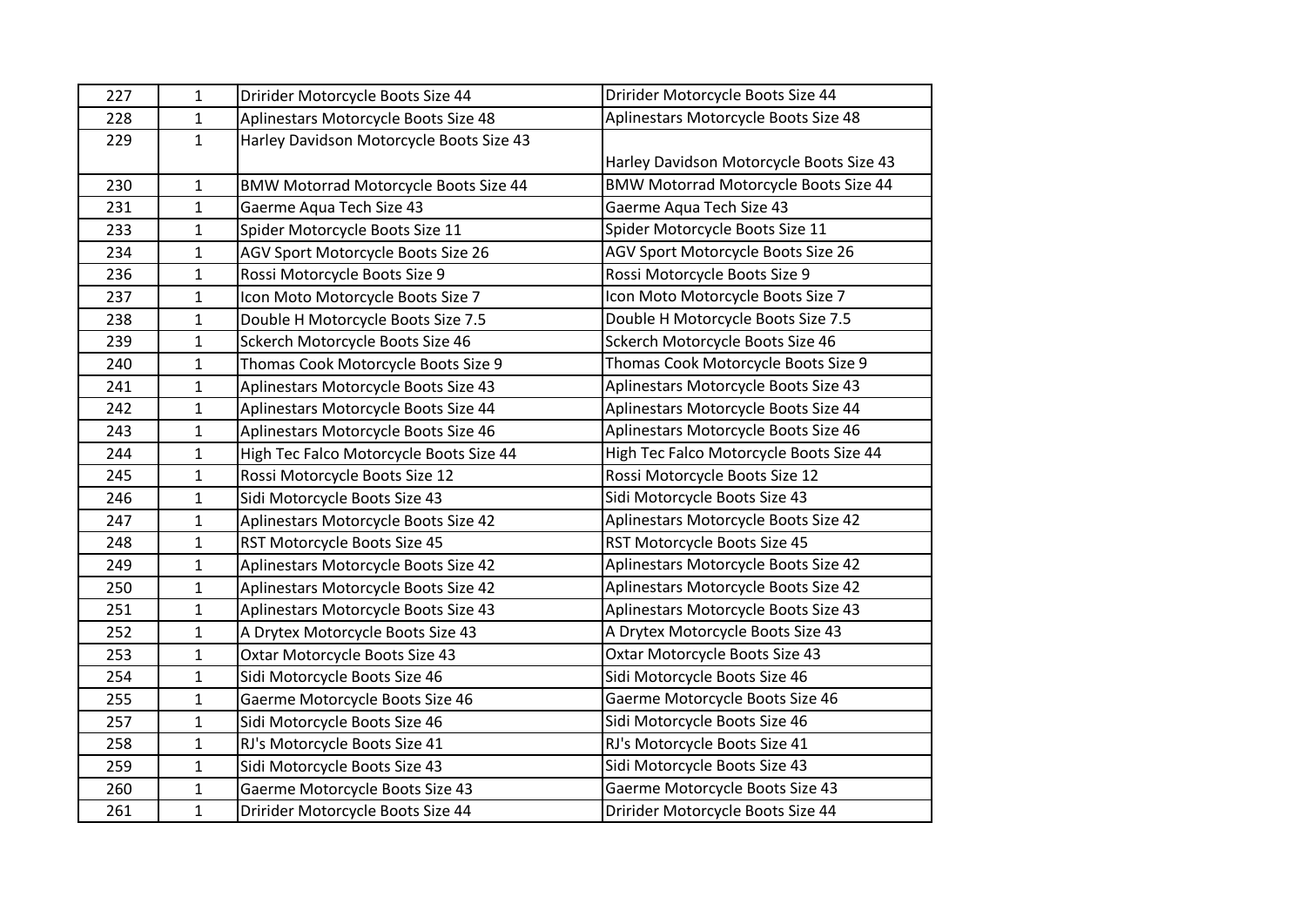| 227 | 1 | Dririder Motorcycle Boots Size 44 | Dririder Motorcycle Boots Size 44 |
|---|---|---|---|
| 228 | 1 | Aplinestars Motorcycle Boots Size 48 | Aplinestars Motorcycle Boots Size 48 |
| 229 | 1 | Harley Davidson Motorcycle Boots Size 43 | Harley Davidson Motorcycle Boots Size 43 |
| 230 | 1 | BMW Motorrad Motorcycle Boots Size 44 | BMW Motorrad Motorcycle Boots Size 44 |
| 231 | 1 | Gaerme Aqua Tech Size 43 | Gaerme Aqua Tech Size 43 |
| 233 | 1 | Spider Motorcycle Boots Size 11 | Spider Motorcycle Boots Size 11 |
| 234 | 1 | AGV Sport Motorcycle Boots Size 26 | AGV Sport Motorcycle Boots Size 26 |
| 236 | 1 | Rossi Motorcycle Boots Size 9 | Rossi Motorcycle Boots Size 9 |
| 237 | 1 | Icon Moto Motorcycle Boots Size 7 | Icon Moto Motorcycle Boots Size 7 |
| 238 | 1 | Double H Motorcycle Boots Size 7.5 | Double H Motorcycle Boots Size 7.5 |
| 239 | 1 | Sckerch Motorcycle Boots Size 46 | Sckerch Motorcycle Boots Size 46 |
| 240 | 1 | Thomas Cook Motorcycle Boots Size 9 | Thomas Cook Motorcycle Boots Size 9 |
| 241 | 1 | Aplinestars Motorcycle Boots Size 43 | Aplinestars Motorcycle Boots Size 43 |
| 242 | 1 | Aplinestars Motorcycle Boots Size 44 | Aplinestars Motorcycle Boots Size 44 |
| 243 | 1 | Aplinestars Motorcycle Boots Size 46 | Aplinestars Motorcycle Boots Size 46 |
| 244 | 1 | High Tec Falco Motorcycle Boots Size 44 | High Tec Falco Motorcycle Boots Size 44 |
| 245 | 1 | Rossi Motorcycle Boots Size 12 | Rossi Motorcycle Boots Size 12 |
| 246 | 1 | Sidi Motorcycle Boots Size 43 | Sidi Motorcycle Boots Size 43 |
| 247 | 1 | Aplinestars Motorcycle Boots Size 42 | Aplinestars Motorcycle Boots Size 42 |
| 248 | 1 | RST Motorcycle Boots Size 45 | RST Motorcycle Boots Size 45 |
| 249 | 1 | Aplinestars Motorcycle Boots Size 42 | Aplinestars Motorcycle Boots Size 42 |
| 250 | 1 | Aplinestars Motorcycle Boots Size 42 | Aplinestars Motorcycle Boots Size 42 |
| 251 | 1 | Aplinestars Motorcycle Boots Size 43 | Aplinestars Motorcycle Boots Size 43 |
| 252 | 1 | A Drytex Motorcycle Boots Size 43 | A Drytex Motorcycle Boots Size 43 |
| 253 | 1 | Oxtar Motorcycle Boots Size 43 | Oxtar Motorcycle Boots Size 43 |
| 254 | 1 | Sidi Motorcycle Boots Size 46 | Sidi Motorcycle Boots Size 46 |
| 255 | 1 | Gaerme Motorcycle Boots Size 46 | Gaerme Motorcycle Boots Size 46 |
| 257 | 1 | Sidi Motorcycle Boots Size 46 | Sidi Motorcycle Boots Size 46 |
| 258 | 1 | RJ's Motorcycle Boots Size 41 | RJ's Motorcycle Boots Size 41 |
| 259 | 1 | Sidi Motorcycle Boots Size 43 | Sidi Motorcycle Boots Size 43 |
| 260 | 1 | Gaerme Motorcycle Boots Size 43 | Gaerme Motorcycle Boots Size 43 |
| 261 | 1 | Dririder Motorcycle Boots Size 44 | Dririder Motorcycle Boots Size 44 |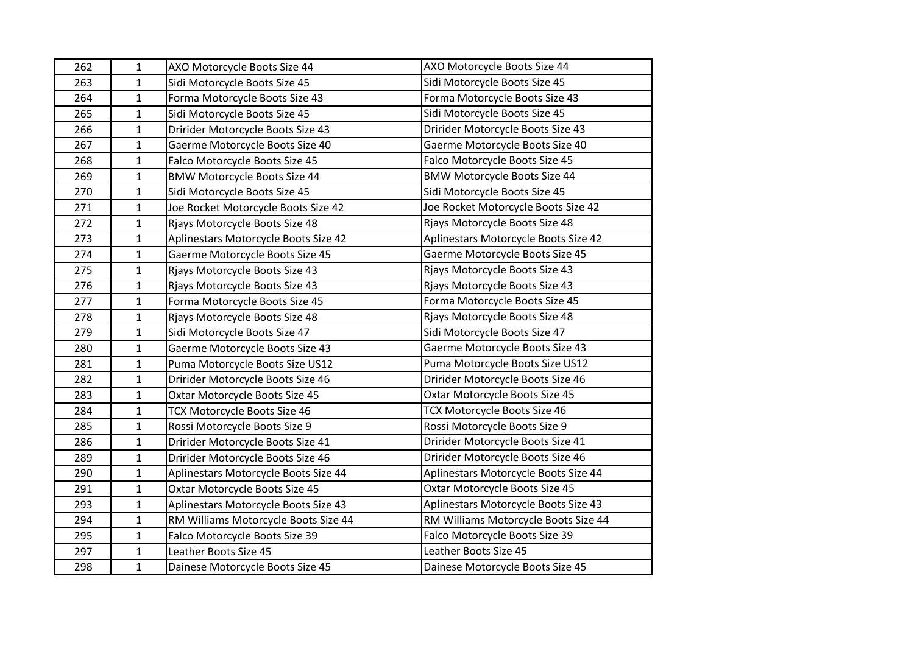| 262 | 1 | AXO Motorcycle Boots Size 44 | AXO Motorcycle Boots Size 44 |
|---|---|---|---|
| 263 | 1 | Sidi Motorcycle Boots Size 45 | Sidi Motorcycle Boots Size 45 |
| 264 | 1 | Forma Motorcycle Boots Size 43 | Forma Motorcycle Boots Size 43 |
| 265 | 1 | Sidi Motorcycle Boots Size 45 | Sidi Motorcycle Boots Size 45 |
| 266 | 1 | Dririder Motorcycle Boots Size 43 | Dririder Motorcycle Boots Size 43 |
| 267 | 1 | Gaerme Motorcycle Boots Size 40 | Gaerme Motorcycle Boots Size 40 |
| 268 | 1 | Falco Motorcycle Boots Size 45 | Falco Motorcycle Boots Size 45 |
| 269 | 1 | BMW Motorcycle Boots Size 44 | BMW Motorcycle Boots Size 44 |
| 270 | 1 | Sidi Motorcycle Boots Size 45 | Sidi Motorcycle Boots Size 45 |
| 271 | 1 | Joe Rocket Motorcycle Boots Size 42 | Joe Rocket Motorcycle Boots Size 42 |
| 272 | 1 | Rjays Motorcycle Boots Size 48 | Rjays Motorcycle Boots Size 48 |
| 273 | 1 | Aplinestars Motorcycle Boots Size 42 | Aplinestars Motorcycle Boots Size 42 |
| 274 | 1 | Gaerme Motorcycle Boots Size 45 | Gaerme Motorcycle Boots Size 45 |
| 275 | 1 | Rjays Motorcycle Boots Size 43 | Rjays Motorcycle Boots Size 43 |
| 276 | 1 | Rjays Motorcycle Boots Size 43 | Rjays Motorcycle Boots Size 43 |
| 277 | 1 | Forma Motorcycle Boots Size 45 | Forma Motorcycle Boots Size 45 |
| 278 | 1 | Rjays Motorcycle Boots Size 48 | Rjays Motorcycle Boots Size 48 |
| 279 | 1 | Sidi Motorcycle Boots Size 47 | Sidi Motorcycle Boots Size 47 |
| 280 | 1 | Gaerme Motorcycle Boots Size 43 | Gaerme Motorcycle Boots Size 43 |
| 281 | 1 | Puma Motorcycle Boots Size US12 | Puma Motorcycle Boots Size US12 |
| 282 | 1 | Dririder Motorcycle Boots Size 46 | Dririder Motorcycle Boots Size 46 |
| 283 | 1 | Oxtar Motorcycle Boots Size 45 | Oxtar Motorcycle Boots Size 45 |
| 284 | 1 | TCX Motorcycle Boots Size 46 | TCX Motorcycle Boots Size 46 |
| 285 | 1 | Rossi Motorcycle Boots Size 9 | Rossi Motorcycle Boots Size 9 |
| 286 | 1 | Dririder Motorcycle Boots Size 41 | Dririder Motorcycle Boots Size 41 |
| 289 | 1 | Dririder Motorcycle Boots Size 46 | Dririder Motorcycle Boots Size 46 |
| 290 | 1 | Aplinestars Motorcycle Boots Size 44 | Aplinestars Motorcycle Boots Size 44 |
| 291 | 1 | Oxtar Motorcycle Boots Size 45 | Oxtar Motorcycle Boots Size 45 |
| 293 | 1 | Aplinestars Motorcycle Boots Size 43 | Aplinestars Motorcycle Boots Size 43 |
| 294 | 1 | RM Williams Motorcycle Boots Size 44 | RM Williams Motorcycle Boots Size 44 |
| 295 | 1 | Falco Motorcycle Boots Size 39 | Falco Motorcycle Boots Size 39 |
| 297 | 1 | Leather Boots Size 45 | Leather Boots Size 45 |
| 298 | 1 | Dainese Motorcycle Boots Size 45 | Dainese Motorcycle Boots Size 45 |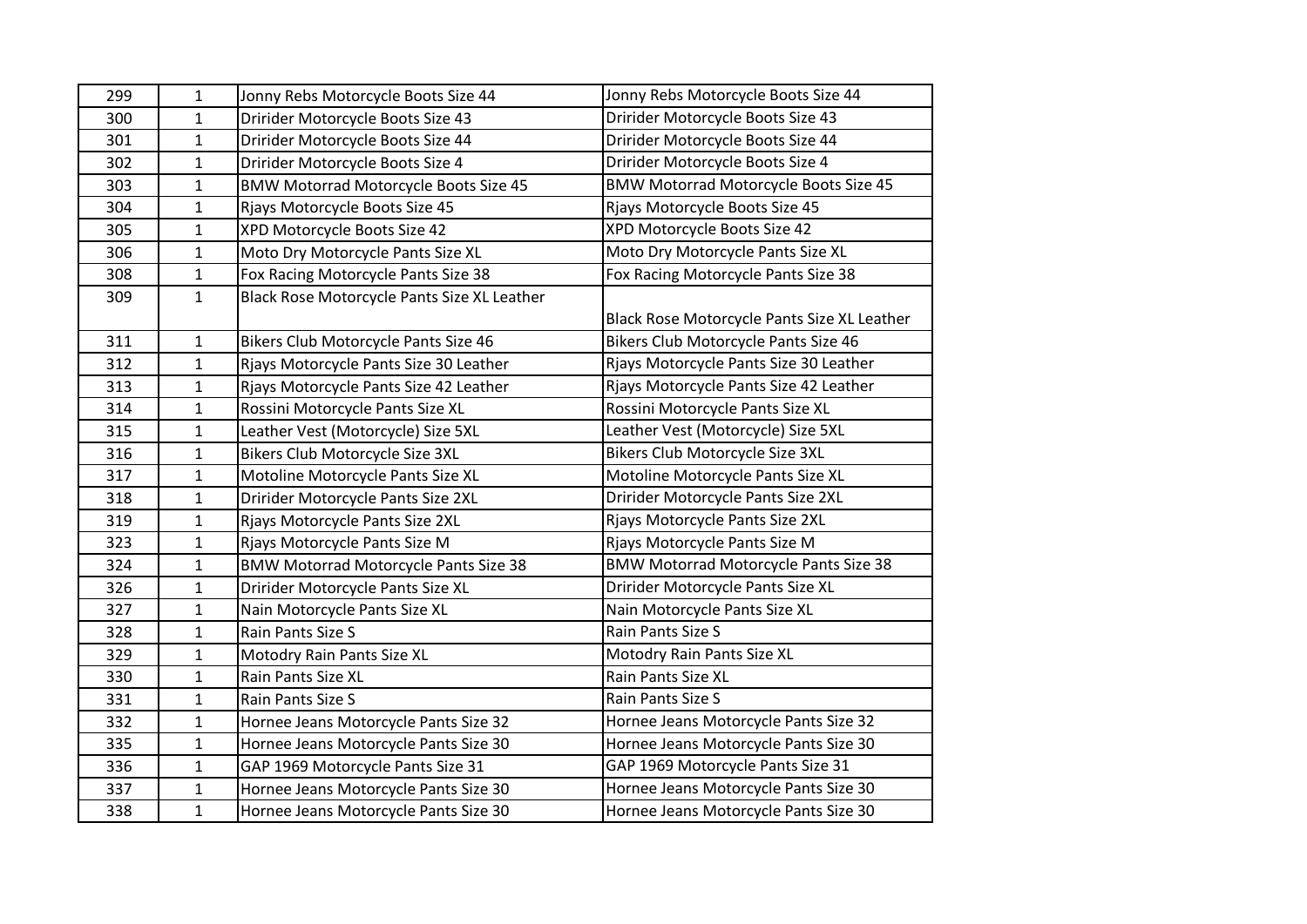| 299 | 1 | Jonny Rebs Motorcycle Boots Size 44 | Jonny Rebs Motorcycle Boots Size 44 |
|---|---|---|---|
| 300 | 1 | Dririder Motorcycle Boots Size 43 | Dririder Motorcycle Boots Size 43 |
| 301 | 1 | Dririder Motorcycle Boots Size 44 | Dririder Motorcycle Boots Size 44 |
| 302 | 1 | Dririder Motorcycle Boots Size 4 | Dririder Motorcycle Boots Size 4 |
| 303 | 1 | BMW Motorrad Motorcycle Boots Size 45 | BMW Motorrad Motorcycle Boots Size 45 |
| 304 | 1 | Rjays Motorcycle Boots Size 45 | Rjays Motorcycle Boots Size 45 |
| 305 | 1 | XPD Motorcycle Boots Size 42 | XPD Motorcycle Boots Size 42 |
| 306 | 1 | Moto Dry Motorcycle Pants Size XL | Moto Dry Motorcycle Pants Size XL |
| 308 | 1 | Fox Racing Motorcycle Pants Size 38 | Fox Racing Motorcycle Pants Size 38 |
| 309 | 1 | Black Rose Motorcycle Pants Size XL Leather | Black Rose Motorcycle Pants Size XL Leather |
| 311 | 1 | Bikers Club Motorcycle Pants Size 46 | Bikers Club Motorcycle Pants Size 46 |
| 312 | 1 | Rjays Motorcycle Pants Size 30 Leather | Rjays Motorcycle Pants Size 30 Leather |
| 313 | 1 | Rjays Motorcycle Pants Size 42 Leather | Rjays Motorcycle Pants Size 42 Leather |
| 314 | 1 | Rossini Motorcycle Pants Size XL | Rossini Motorcycle Pants Size XL |
| 315 | 1 | Leather Vest (Motorcycle) Size 5XL | Leather Vest (Motorcycle) Size 5XL |
| 316 | 1 | Bikers Club Motorcycle Size 3XL | Bikers Club Motorcycle Size 3XL |
| 317 | 1 | Motoline Motorcycle Pants Size XL | Motoline Motorcycle Pants Size XL |
| 318 | 1 | Dririder Motorcycle Pants Size 2XL | Dririder Motorcycle Pants Size 2XL |
| 319 | 1 | Rjays Motorcycle Pants Size 2XL | Rjays Motorcycle Pants Size 2XL |
| 323 | 1 | Rjays Motorcycle Pants Size M | Rjays Motorcycle Pants Size M |
| 324 | 1 | BMW Motorrad Motorcycle Pants Size 38 | BMW Motorrad Motorcycle Pants Size 38 |
| 326 | 1 | Dririder Motorcycle Pants Size XL | Dririder Motorcycle Pants Size XL |
| 327 | 1 | Nain Motorcycle Pants Size XL | Nain Motorcycle Pants Size XL |
| 328 | 1 | Rain Pants Size S | Rain Pants Size S |
| 329 | 1 | Motodry Rain Pants Size XL | Motodry Rain Pants Size XL |
| 330 | 1 | Rain Pants Size XL | Rain Pants Size XL |
| 331 | 1 | Rain Pants Size S | Rain Pants Size S |
| 332 | 1 | Hornee Jeans Motorcycle Pants Size 32 | Hornee Jeans Motorcycle Pants Size 32 |
| 335 | 1 | Hornee Jeans Motorcycle Pants Size 30 | Hornee Jeans Motorcycle Pants Size 30 |
| 336 | 1 | GAP 1969 Motorcycle Pants Size 31 | GAP 1969 Motorcycle Pants Size 31 |
| 337 | 1 | Hornee Jeans Motorcycle Pants Size 30 | Hornee Jeans Motorcycle Pants Size 30 |
| 338 | 1 | Hornee Jeans Motorcycle Pants Size 30 | Hornee Jeans Motorcycle Pants Size 30 |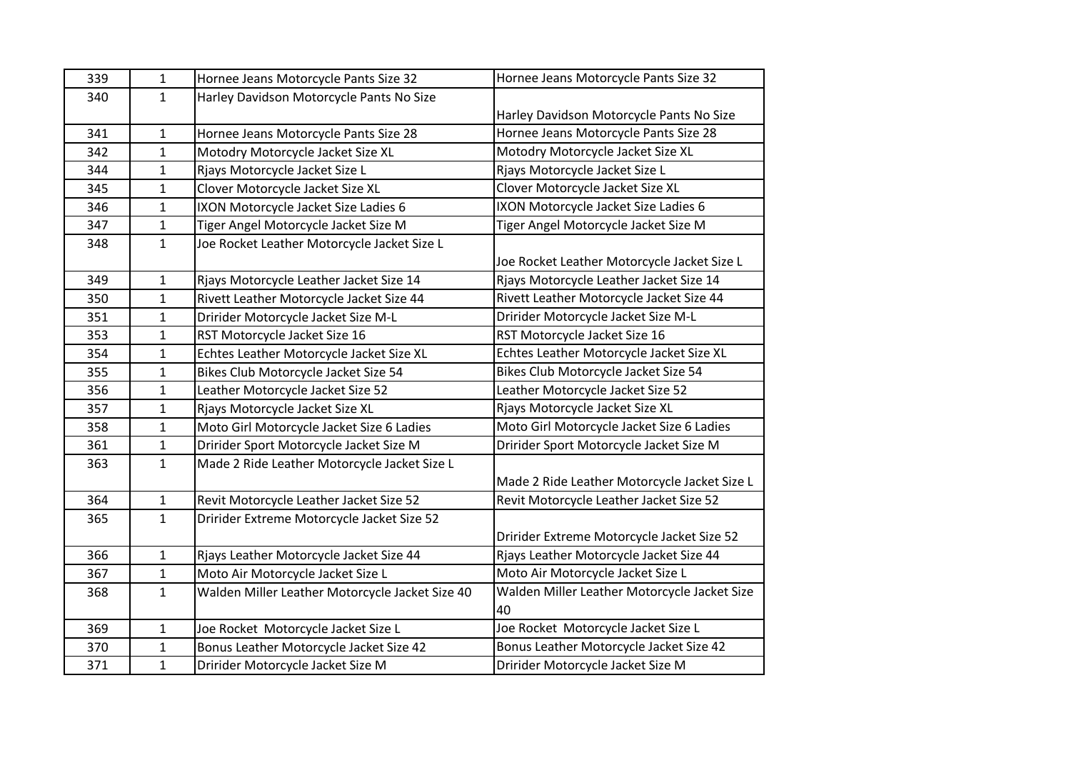| 339 | 1 | Hornee Jeans Motorcycle Pants Size 32 | Hornee Jeans Motorcycle Pants Size 32 |
|---|---|---|---|
| 340 | 1 | Harley Davidson Motorcycle Pants No Size | Harley Davidson Motorcycle Pants No Size |
| 341 | 1 | Hornee Jeans Motorcycle Pants Size 28 | Hornee Jeans Motorcycle Pants Size 28 |
| 342 | 1 | Motodry Motorcycle Jacket Size XL | Motodry Motorcycle Jacket Size XL |
| 344 | 1 | Rjays Motorcycle Jacket Size L | Rjays Motorcycle Jacket Size L |
| 345 | 1 | Clover Motorcycle Jacket Size XL | Clover Motorcycle Jacket Size XL |
| 346 | 1 | IXON Motorcycle Jacket Size Ladies 6 | IXON Motorcycle Jacket Size Ladies 6 |
| 347 | 1 | Tiger Angel Motorcycle Jacket Size M | Tiger Angel Motorcycle Jacket Size M |
| 348 | 1 | Joe Rocket Leather Motorcycle Jacket Size L | Joe Rocket Leather Motorcycle Jacket Size L |
| 349 | 1 | Rjays Motorcycle Leather Jacket Size 14 | Rjays Motorcycle Leather Jacket Size 14 |
| 350 | 1 | Rivett Leather Motorcycle Jacket Size 44 | Rivett Leather Motorcycle Jacket Size 44 |
| 351 | 1 | Dririder Motorcycle Jacket Size M-L | Dririder Motorcycle Jacket Size M-L |
| 353 | 1 | RST Motorcycle Jacket Size 16 | RST Motorcycle Jacket Size 16 |
| 354 | 1 | Echtes Leather Motorcycle Jacket Size XL | Echtes Leather Motorcycle Jacket Size XL |
| 355 | 1 | Bikes Club Motorcycle Jacket Size 54 | Bikes Club Motorcycle Jacket Size 54 |
| 356 | 1 | Leather Motorcycle Jacket Size 52 | Leather Motorcycle Jacket Size 52 |
| 357 | 1 | Rjays Motorcycle Jacket Size XL | Rjays Motorcycle Jacket Size XL |
| 358 | 1 | Moto Girl Motorcycle Jacket Size 6 Ladies | Moto Girl Motorcycle Jacket Size 6 Ladies |
| 361 | 1 | Dririder Sport Motorcycle Jacket Size M | Dririder Sport Motorcycle Jacket Size M |
| 363 | 1 | Made 2 Ride Leather Motorcycle Jacket Size L | Made 2 Ride Leather Motorcycle Jacket Size L |
| 364 | 1 | Revit Motorcycle Leather Jacket Size 52 | Revit Motorcycle Leather Jacket Size 52 |
| 365 | 1 | Dririder Extreme Motorcycle Jacket Size 52 | Dririder Extreme Motorcycle Jacket Size 52 |
| 366 | 1 | Rjays Leather Motorcycle Jacket Size 44 | Rjays Leather Motorcycle Jacket Size 44 |
| 367 | 1 | Moto Air Motorcycle Jacket Size L | Moto Air Motorcycle Jacket Size L |
| 368 | 1 | Walden Miller Leather Motorcycle Jacket Size 40 | Walden Miller Leather Motorcycle Jacket Size 40 |
| 369 | 1 | Joe Rocket Motorcycle Jacket Size L | Joe Rocket Motorcycle Jacket Size L |
| 370 | 1 | Bonus Leather Motorcycle Jacket Size 42 | Bonus Leather Motorcycle Jacket Size 42 |
| 371 | 1 | Dririder Motorcycle Jacket Size M | Dririder Motorcycle Jacket Size M |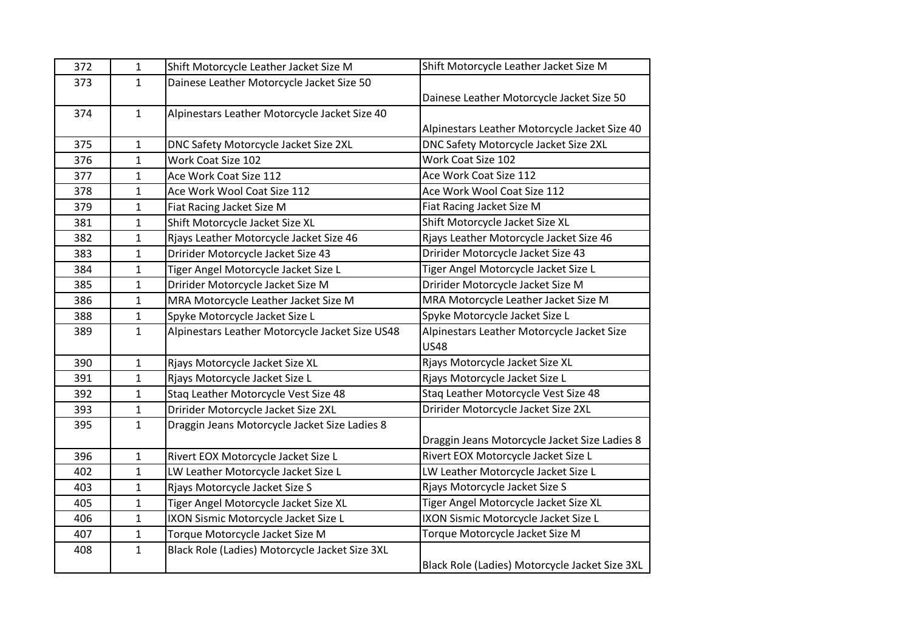| 372 | 1 | Shift Motorcycle Leather Jacket Size M | Shift Motorcycle Leather Jacket Size M |
|---|---|---|---|
| 373 | 1 | Dainese Leather Motorcycle Jacket Size 50 | Dainese Leather Motorcycle Jacket Size 50 |
| 374 | 1 | Alpinestars Leather Motorcycle Jacket Size 40 | Alpinestars Leather Motorcycle Jacket Size 40 |
| 375 | 1 | DNC Safety Motorcycle Jacket Size 2XL | DNC Safety Motorcycle Jacket Size 2XL |
| 376 | 1 | Work Coat Size 102 | Work Coat Size 102 |
| 377 | 1 | Ace Work Coat Size 112 | Ace Work Coat Size 112 |
| 378 | 1 | Ace Work Wool Coat Size 112 | Ace Work Wool Coat Size 112 |
| 379 | 1 | Fiat Racing Jacket Size M | Fiat Racing Jacket Size M |
| 381 | 1 | Shift Motorcycle Jacket Size XL | Shift Motorcycle Jacket Size XL |
| 382 | 1 | Rjays Leather Motorcycle Jacket Size 46 | Rjays Leather Motorcycle Jacket Size 46 |
| 383 | 1 | Dririder Motorcycle Jacket Size 43 | Dririder Motorcycle Jacket Size 43 |
| 384 | 1 | Tiger Angel Motorcycle Jacket Size L | Tiger Angel Motorcycle Jacket Size L |
| 385 | 1 | Dririder Motorcycle Jacket Size M | Dririder Motorcycle Jacket Size M |
| 386 | 1 | MRA Motorcycle Leather Jacket Size M | MRA Motorcycle Leather Jacket Size M |
| 388 | 1 | Spyke Motorcycle Jacket Size L | Spyke Motorcycle Jacket Size L |
| 389 | 1 | Alpinestars Leather Motorcycle Jacket Size US48 | Alpinestars Leather Motorcycle Jacket Size US48 |
| 390 | 1 | Rjays Motorcycle Jacket Size XL | Rjays Motorcycle Jacket Size XL |
| 391 | 1 | Rjays Motorcycle Jacket Size L | Rjays Motorcycle Jacket Size L |
| 392 | 1 | Staq Leather Motorcycle Vest Size 48 | Staq Leather Motorcycle Vest Size 48 |
| 393 | 1 | Dririder Motorcycle Jacket Size 2XL | Dririder Motorcycle Jacket Size 2XL |
| 395 | 1 | Draggin Jeans Motorcycle Jacket Size Ladies 8 | Draggin Jeans Motorcycle Jacket Size Ladies 8 |
| 396 | 1 | Rivert EOX Motorcycle Jacket Size L | Rivert EOX Motorcycle Jacket Size L |
| 402 | 1 | LW Leather Motorcycle Jacket Size L | LW Leather Motorcycle Jacket Size L |
| 403 | 1 | Rjays Motorcycle Jacket Size S | Rjays Motorcycle Jacket Size S |
| 405 | 1 | Tiger Angel Motorcycle Jacket Size XL | Tiger Angel Motorcycle Jacket Size XL |
| 406 | 1 | IXON Sismic Motorcycle Jacket Size L | IXON Sismic Motorcycle Jacket Size L |
| 407 | 1 | Torque Motorcycle Jacket Size M | Torque Motorcycle Jacket Size M |
| 408 | 1 | Black Role (Ladies) Motorcycle Jacket Size 3XL | Black Role (Ladies) Motorcycle Jacket Size 3XL |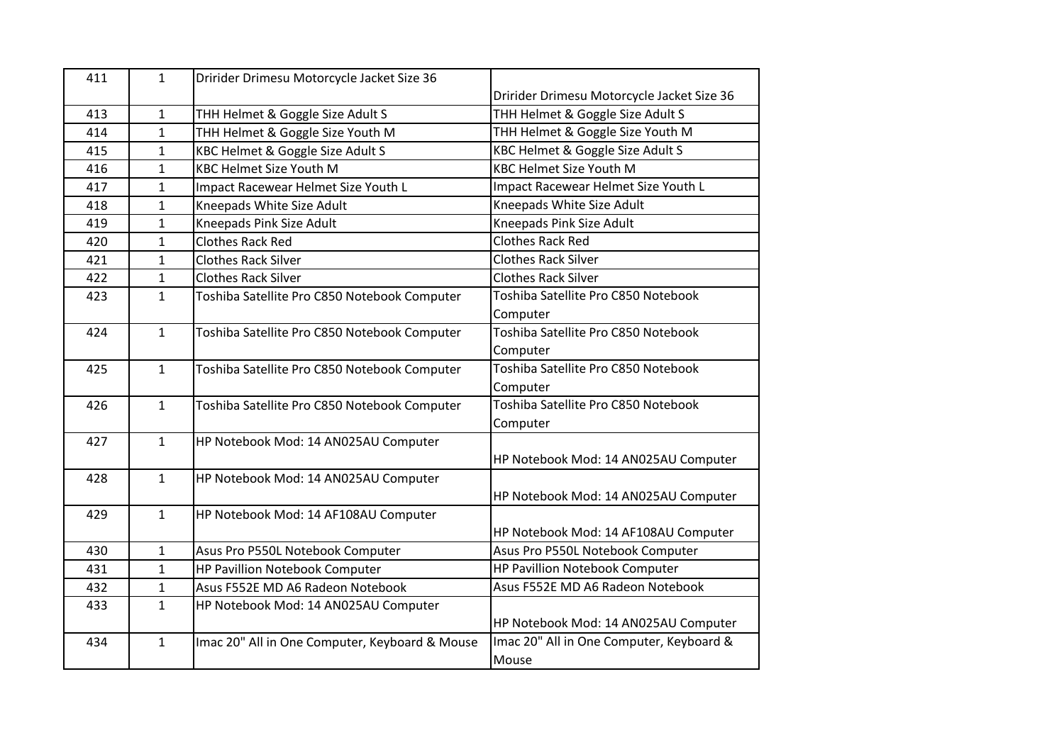| 411 | 1 | Dririder Drimesu Motorcycle Jacket Size 36 | Dririder Drimesu Motorcycle Jacket Size 36 |
|---|---|---|---|
| 413 | 1 | THH Helmet & Goggle Size Adult S | THH Helmet & Goggle Size Adult S |
| 414 | 1 | THH Helmet & Goggle Size Youth M | THH Helmet & Goggle Size Youth M |
| 415 | 1 | KBC Helmet & Goggle Size Adult S | KBC Helmet & Goggle Size Adult S |
| 416 | 1 | KBC Helmet Size Youth M | KBC Helmet Size Youth M |
| 417 | 1 | Impact Racewear Helmet Size Youth L | Impact Racewear Helmet Size Youth L |
| 418 | 1 | Kneepads White Size Adult | Kneepads White Size Adult |
| 419 | 1 | Kneepads Pink Size Adult | Kneepads Pink Size Adult |
| 420 | 1 | Clothes Rack Red | Clothes Rack Red |
| 421 | 1 | Clothes Rack Silver | Clothes Rack Silver |
| 422 | 1 | Clothes Rack Silver | Clothes Rack Silver |
| 423 | 1 | Toshiba Satellite Pro C850 Notebook Computer | Toshiba Satellite Pro C850 Notebook Computer |
| 424 | 1 | Toshiba Satellite Pro C850 Notebook Computer | Toshiba Satellite Pro C850 Notebook Computer |
| 425 | 1 | Toshiba Satellite Pro C850 Notebook Computer | Toshiba Satellite Pro C850 Notebook Computer |
| 426 | 1 | Toshiba Satellite Pro C850 Notebook Computer | Toshiba Satellite Pro C850 Notebook Computer |
| 427 | 1 | HP Notebook Mod: 14 AN025AU Computer | HP Notebook Mod: 14 AN025AU Computer |
| 428 | 1 | HP Notebook Mod: 14 AN025AU Computer | HP Notebook Mod: 14 AN025AU Computer |
| 429 | 1 | HP Notebook Mod: 14 AF108AU Computer | HP Notebook Mod: 14 AF108AU Computer |
| 430 | 1 | Asus Pro P550L Notebook Computer | Asus Pro P550L Notebook Computer |
| 431 | 1 | HP Pavillion Notebook Computer | HP Pavillion Notebook Computer |
| 432 | 1 | Asus F552E MD A6 Radeon Notebook | Asus F552E MD A6 Radeon Notebook |
| 433 | 1 | HP Notebook Mod: 14 AN025AU Computer | HP Notebook Mod: 14 AN025AU Computer |
| 434 | 1 | Imac 20" All in One Computer, Keyboard & Mouse | Imac 20" All in One Computer, Keyboard & Mouse |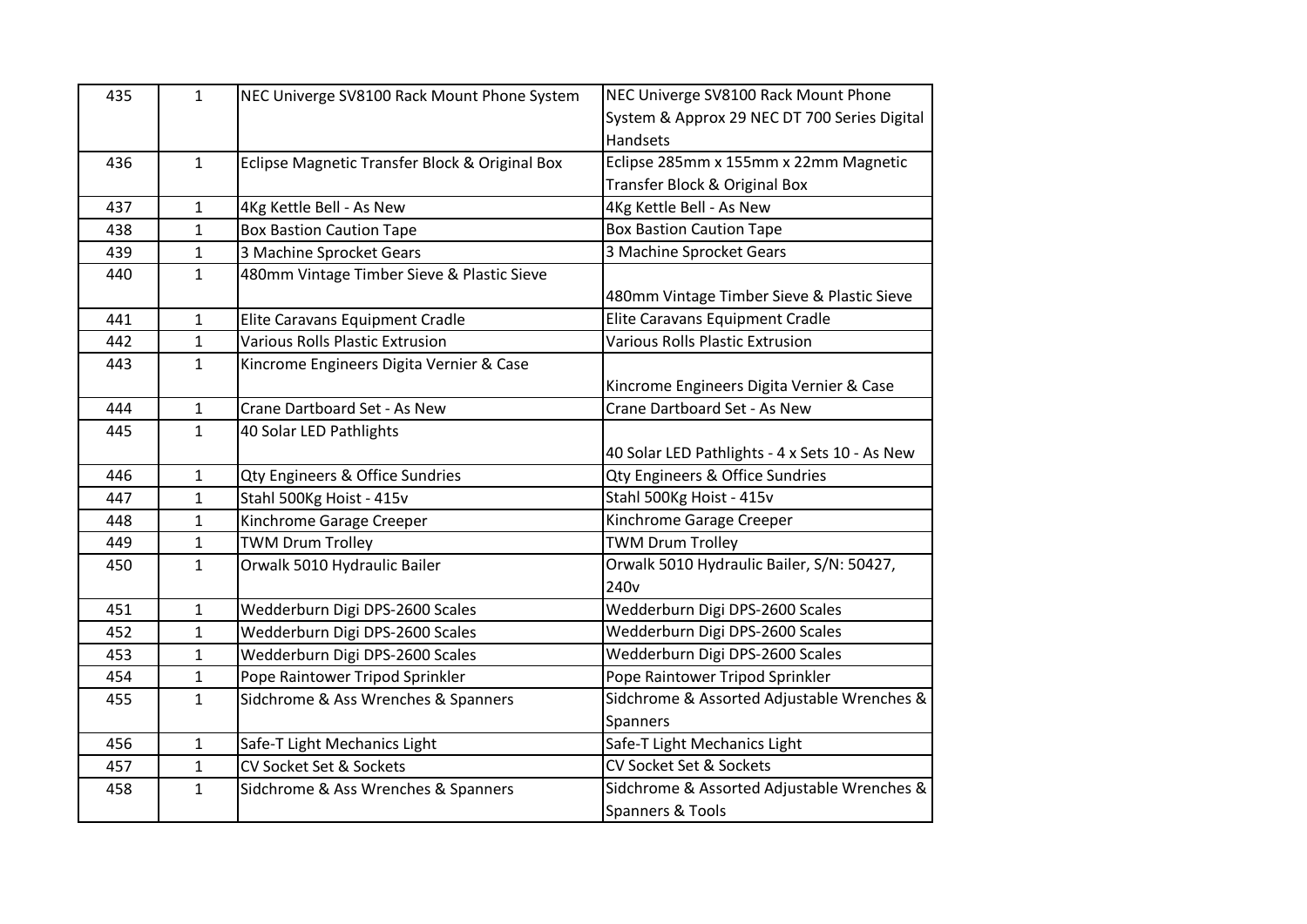| 435 | 1 | NEC Univerge SV8100 Rack Mount Phone System | NEC Univerge SV8100 Rack Mount Phone System & Approx 29 NEC DT 700 Series Digital Handsets |
|---|---|---|---|
| 436 | 1 | Eclipse Magnetic Transfer Block & Original Box | Eclipse 285mm x 155mm x 22mm Magnetic Transfer Block & Original Box |
| 437 | 1 | 4Kg Kettle Bell - As New | 4Kg Kettle Bell - As New |
| 438 | 1 | Box Bastion Caution Tape | Box Bastion Caution Tape |
| 439 | 1 | 3 Machine Sprocket Gears | 3 Machine Sprocket Gears |
| 440 | 1 | 480mm Vintage Timber Sieve & Plastic Sieve | 480mm Vintage Timber Sieve & Plastic Sieve |
| 441 | 1 | Elite Caravans Equipment Cradle | Elite Caravans Equipment Cradle |
| 442 | 1 | Various Rolls Plastic Extrusion | Various Rolls Plastic Extrusion |
| 443 | 1 | Kincrome Engineers Digita Vernier & Case | Kincrome Engineers Digita Vernier & Case |
| 444 | 1 | Crane Dartboard Set - As New | Crane Dartboard Set - As New |
| 445 | 1 | 40 Solar LED Pathlights | 40 Solar LED Pathlights - 4 x Sets 10 - As New |
| 446 | 1 | Qty Engineers & Office Sundries | Qty Engineers & Office Sundries |
| 447 | 1 | Stahl 500Kg Hoist - 415v | Stahl 500Kg Hoist - 415v |
| 448 | 1 | Kinchrome Garage Creeper | Kinchrome Garage Creeper |
| 449 | 1 | TWM Drum Trolley | TWM Drum Trolley |
| 450 | 1 | Orwalk 5010 Hydraulic Bailer | Orwalk 5010 Hydraulic Bailer, S/N: 50427, 240v |
| 451 | 1 | Wedderburn Digi DPS-2600 Scales | Wedderburn Digi DPS-2600 Scales |
| 452 | 1 | Wedderburn Digi DPS-2600 Scales | Wedderburn Digi DPS-2600 Scales |
| 453 | 1 | Wedderburn Digi DPS-2600 Scales | Wedderburn Digi DPS-2600 Scales |
| 454 | 1 | Pope Raintower Tripod Sprinkler | Pope Raintower Tripod Sprinkler |
| 455 | 1 | Sidchrome & Ass Wrenches & Spanners | Sidchrome & Assorted Adjustable Wrenches & Spanners |
| 456 | 1 | Safe-T Light Mechanics Light | Safe-T Light Mechanics Light |
| 457 | 1 | CV Socket Set & Sockets | CV Socket Set & Sockets |
| 458 | 1 | Sidchrome & Ass Wrenches & Spanners | Sidchrome & Assorted Adjustable Wrenches & Spanners & Tools |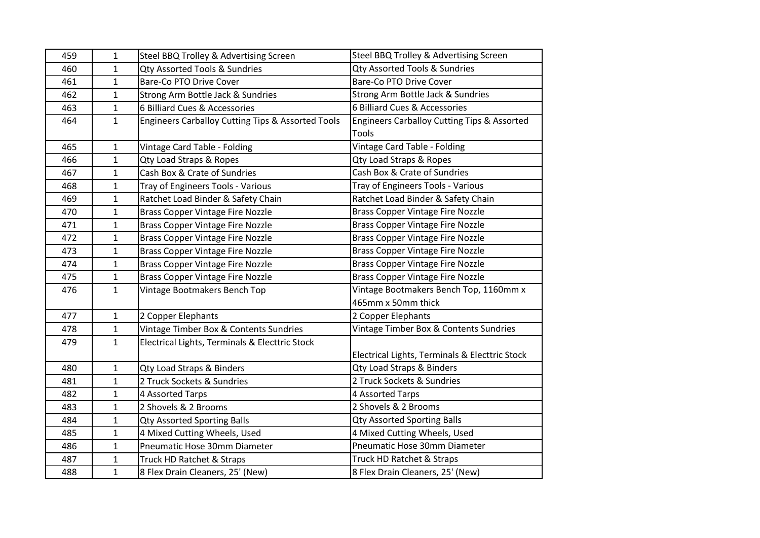| 459 | 1 | Steel BBQ Trolley & Advertising Screen | Steel BBQ Trolley & Advertising Screen |
|---|---|---|---|
| 460 | 1 | Qty Assorted Tools & Sundries | Qty Assorted Tools & Sundries |
| 461 | 1 | Bare-Co PTO Drive Cover | Bare-Co PTO Drive Cover |
| 462 | 1 | Strong Arm Bottle Jack & Sundries | Strong Arm Bottle Jack & Sundries |
| 463 | 1 | 6 Billiard Cues & Accessories | 6 Billiard Cues & Accessories |
| 464 | 1 | Engineers Carballoy Cutting Tips & Assorted Tools | Engineers Carballoy Cutting Tips & Assorted Tools |
| 465 | 1 | Vintage Card Table - Folding | Vintage Card Table - Folding |
| 466 | 1 | Qty Load Straps & Ropes | Qty Load Straps & Ropes |
| 467 | 1 | Cash Box & Crate of Sundries | Cash Box & Crate of Sundries |
| 468 | 1 | Tray of Engineers Tools - Various | Tray of Engineers Tools - Various |
| 469 | 1 | Ratchet Load Binder & Safety Chain | Ratchet Load Binder & Safety Chain |
| 470 | 1 | Brass Copper Vintage Fire Nozzle | Brass Copper Vintage Fire Nozzle |
| 471 | 1 | Brass Copper Vintage Fire Nozzle | Brass Copper Vintage Fire Nozzle |
| 472 | 1 | Brass Copper Vintage Fire Nozzle | Brass Copper Vintage Fire Nozzle |
| 473 | 1 | Brass Copper Vintage Fire Nozzle | Brass Copper Vintage Fire Nozzle |
| 474 | 1 | Brass Copper Vintage Fire Nozzle | Brass Copper Vintage Fire Nozzle |
| 475 | 1 | Brass Copper Vintage Fire Nozzle | Brass Copper Vintage Fire Nozzle |
| 476 | 1 | Vintage Bootmakers Bench Top | Vintage Bootmakers Bench Top, 1160mm x 465mm x 50mm thick |
| 477 | 1 | 2 Copper Elephants | 2 Copper Elephants |
| 478 | 1 | Vintage Timber Box & Contents Sundries | Vintage Timber Box & Contents Sundries |
| 479 | 1 | Electrical Lights, Terminals & Electtric Stock | Electrical Lights, Terminals & Electtric Stock |
| 480 | 1 | Qty Load Straps & Binders | Qty Load Straps & Binders |
| 481 | 1 | 2 Truck Sockets & Sundries | 2 Truck Sockets & Sundries |
| 482 | 1 | 4 Assorted Tarps | 4 Assorted Tarps |
| 483 | 1 | 2 Shovels & 2 Brooms | 2 Shovels & 2 Brooms |
| 484 | 1 | Qty Assorted Sporting Balls | Qty Assorted Sporting Balls |
| 485 | 1 | 4 Mixed Cutting Wheels, Used | 4 Mixed Cutting Wheels, Used |
| 486 | 1 | Pneumatic Hose 30mm Diameter | Pneumatic Hose 30mm Diameter |
| 487 | 1 | Truck HD Ratchet & Straps | Truck HD Ratchet & Straps |
| 488 | 1 | 8 Flex Drain Cleaners, 25' (New) | 8 Flex Drain Cleaners, 25' (New) |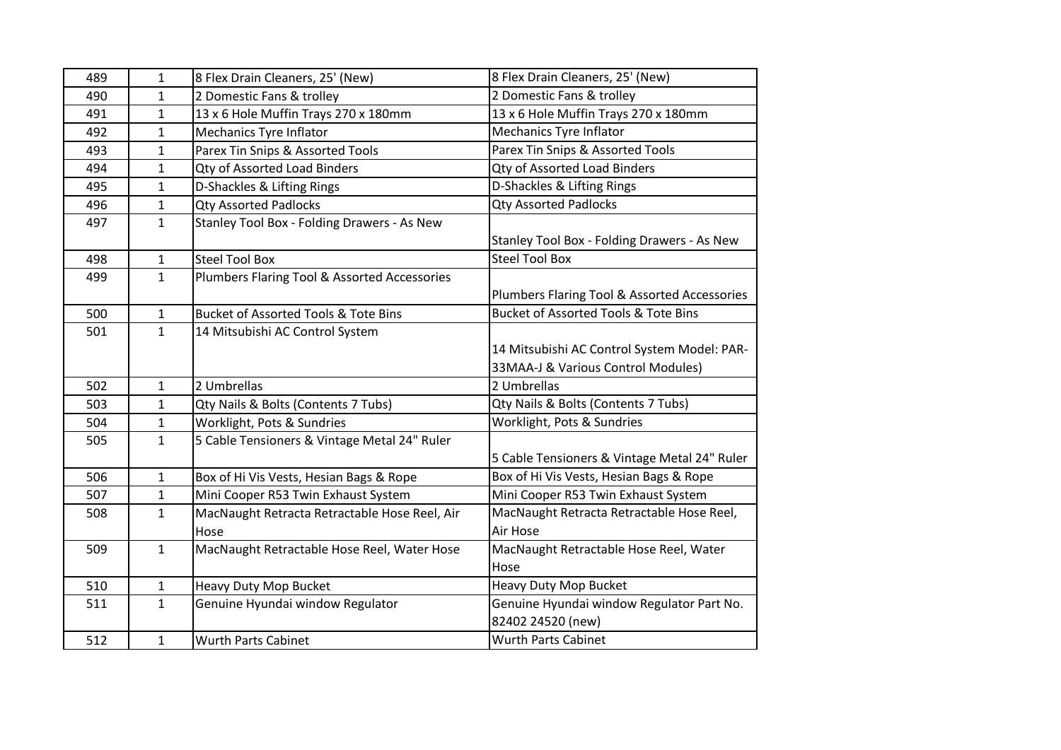| 489 | 1 | 8 Flex Drain Cleaners, 25' (New) | 8 Flex Drain Cleaners, 25' (New) |
|---|---|---|---|
| 490 | 1 | 2 Domestic Fans & trolley | 2 Domestic Fans & trolley |
| 491 | 1 | 13 x 6 Hole Muffin Trays 270 x 180mm | 13 x 6 Hole Muffin Trays 270 x 180mm |
| 492 | 1 | Mechanics Tyre Inflator | Mechanics Tyre Inflator |
| 493 | 1 | Parex Tin Snips & Assorted Tools | Parex Tin Snips & Assorted Tools |
| 494 | 1 | Qty of Assorted Load Binders | Qty of Assorted Load Binders |
| 495 | 1 | D-Shackles & Lifting Rings | D-Shackles & Lifting Rings |
| 496 | 1 | Qty Assorted Padlocks | Qty Assorted Padlocks |
| 497 | 1 | Stanley Tool Box - Folding Drawers - As New | Stanley Tool Box - Folding Drawers - As New |
| 498 | 1 | Steel Tool Box | Steel Tool Box |
| 499 | 1 | Plumbers Flaring Tool & Assorted Accessories | Plumbers Flaring Tool & Assorted Accessories |
| 500 | 1 | Bucket of Assorted Tools & Tote Bins | Bucket of Assorted Tools & Tote Bins |
| 501 | 1 | 14 Mitsubishi AC Control System | 14 Mitsubishi AC Control System Model: PAR-33MAA-J & Various Control Modules) |
| 502 | 1 | 2 Umbrellas | 2 Umbrellas |
| 503 | 1 | Qty Nails & Bolts (Contents 7 Tubs) | Qty Nails & Bolts (Contents 7 Tubs) |
| 504 | 1 | Worklight, Pots & Sundries | Worklight, Pots & Sundries |
| 505 | 1 | 5 Cable Tensioners & Vintage Metal 24" Ruler | 5 Cable Tensioners & Vintage Metal 24" Ruler |
| 506 | 1 | Box of Hi Vis Vests, Hesian Bags & Rope | Box of Hi Vis Vests, Hesian Bags & Rope |
| 507 | 1 | Mini Cooper R53 Twin Exhaust System | Mini Cooper R53 Twin Exhaust System |
| 508 | 1 | MacNaught Retracta Retractable Hose Reel, Air Hose | MacNaught Retracta Retractable Hose Reel, Air Hose |
| 509 | 1 | MacNaught Retractable Hose Reel, Water Hose | MacNaught Retractable Hose Reel, Water Hose |
| 510 | 1 | Heavy Duty Mop Bucket | Heavy Duty Mop Bucket |
| 511 | 1 | Genuine Hyundai window Regulator | Genuine Hyundai window Regulator Part No. 82402 24520 (new) |
| 512 | 1 | Wurth Parts Cabinet | Wurth Parts Cabinet |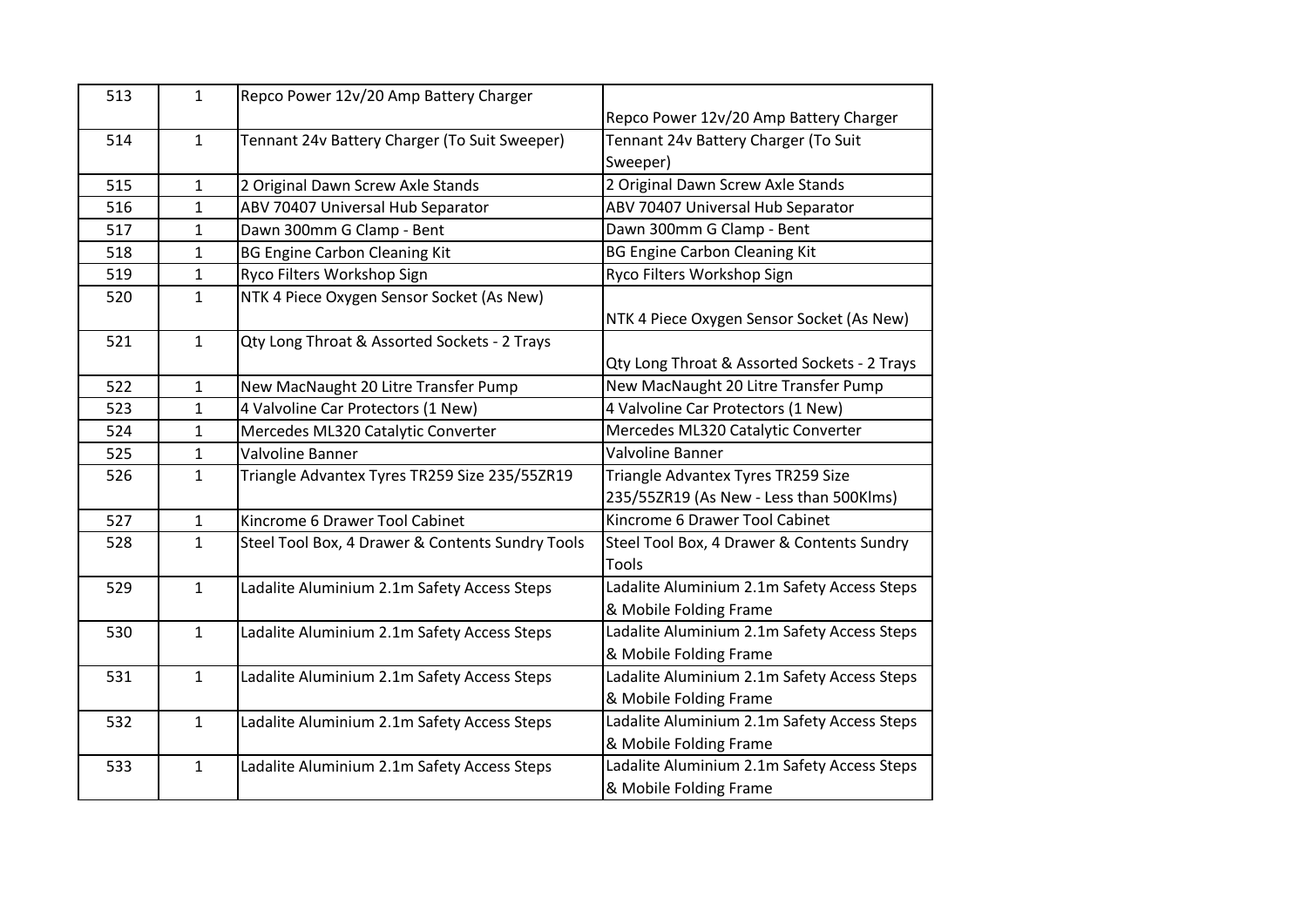| 513 | 1 | Repco Power 12v/20 Amp Battery Charger | Repco Power 12v/20 Amp Battery Charger |
|---|---|---|---|
| 514 | 1 | Tennant 24v Battery Charger (To Suit Sweeper) | Tennant 24v Battery Charger (To Suit Sweeper) |
| 515 | 1 | 2 Original Dawn Screw Axle Stands | 2 Original Dawn Screw Axle Stands |
| 516 | 1 | ABV 70407 Universal Hub Separator | ABV 70407 Universal Hub Separator |
| 517 | 1 | Dawn 300mm G Clamp - Bent | Dawn 300mm G Clamp - Bent |
| 518 | 1 | BG Engine Carbon Cleaning Kit | BG Engine Carbon Cleaning Kit |
| 519 | 1 | Ryco Filters Workshop Sign | Ryco Filters Workshop Sign |
| 520 | 1 | NTK 4 Piece Oxygen Sensor Socket (As New) | NTK 4 Piece Oxygen Sensor Socket (As New) |
| 521 | 1 | Qty Long Throat & Assorted Sockets - 2 Trays | Qty Long Throat & Assorted Sockets - 2 Trays |
| 522 | 1 | New MacNaught 20 Litre Transfer Pump | New MacNaught 20 Litre Transfer Pump |
| 523 | 1 | 4 Valvoline Car Protectors (1 New) | 4 Valvoline Car Protectors (1 New) |
| 524 | 1 | Mercedes ML320 Catalytic Converter | Mercedes ML320 Catalytic Converter |
| 525 | 1 | Valvoline Banner | Valvoline Banner |
| 526 | 1 | Triangle Advantex Tyres TR259 Size 235/55ZR19 | Triangle Advantex Tyres TR259 Size 235/55ZR19 (As New - Less than 500Klms) |
| 527 | 1 | Kincrome 6 Drawer Tool Cabinet | Kincrome 6 Drawer Tool Cabinet |
| 528 | 1 | Steel Tool Box, 4 Drawer & Contents Sundry Tools | Steel Tool Box, 4 Drawer & Contents Sundry Tools |
| 529 | 1 | Ladalite Aluminium 2.1m Safety Access Steps | Ladalite Aluminium 2.1m Safety Access Steps & Mobile Folding Frame |
| 530 | 1 | Ladalite Aluminium 2.1m Safety Access Steps | Ladalite Aluminium 2.1m Safety Access Steps & Mobile Folding Frame |
| 531 | 1 | Ladalite Aluminium 2.1m Safety Access Steps | Ladalite Aluminium 2.1m Safety Access Steps & Mobile Folding Frame |
| 532 | 1 | Ladalite Aluminium 2.1m Safety Access Steps | Ladalite Aluminium 2.1m Safety Access Steps & Mobile Folding Frame |
| 533 | 1 | Ladalite Aluminium 2.1m Safety Access Steps | Ladalite Aluminium 2.1m Safety Access Steps & Mobile Folding Frame |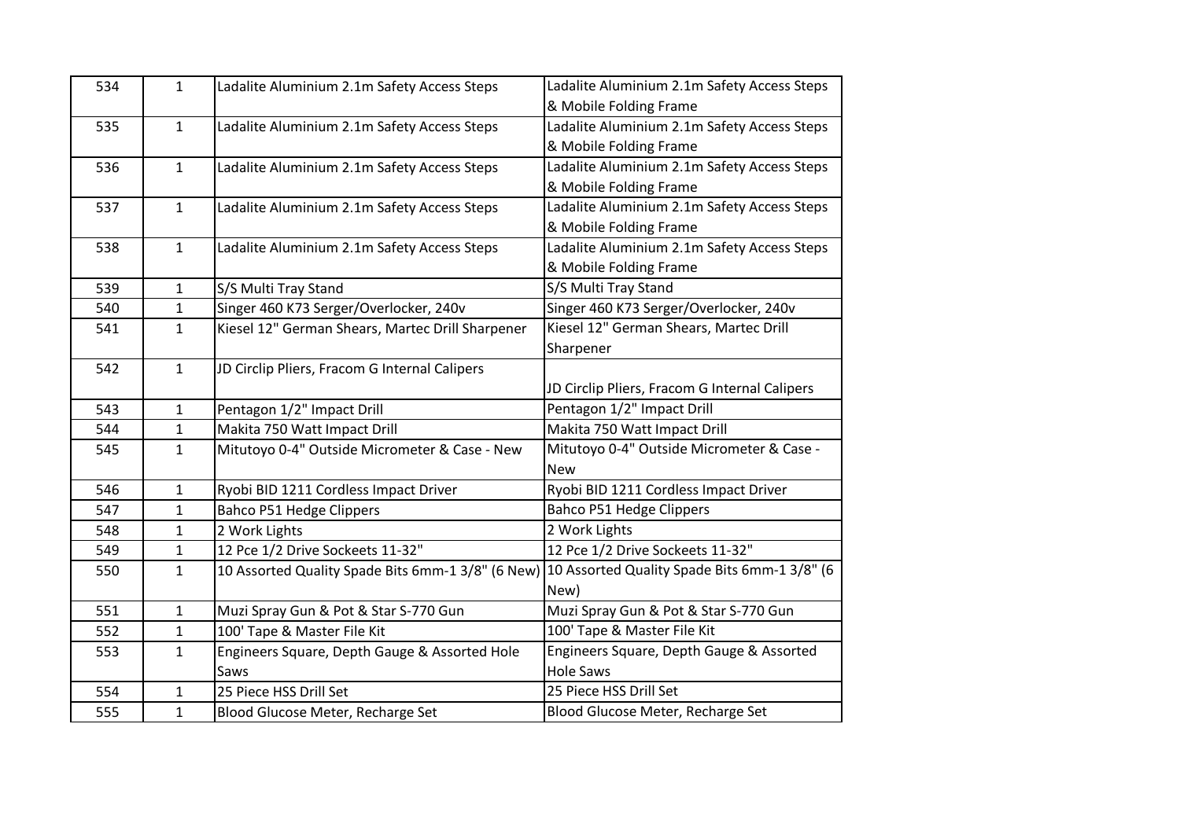| 534 | 1 | Ladalite Aluminium 2.1m Safety Access Steps | Ladalite Aluminium 2.1m Safety Access Steps & Mobile Folding Frame |
|---|---|---|---|
| 535 | 1 | Ladalite Aluminium 2.1m Safety Access Steps | Ladalite Aluminium 2.1m Safety Access Steps & Mobile Folding Frame |
| 536 | 1 | Ladalite Aluminium 2.1m Safety Access Steps | Ladalite Aluminium 2.1m Safety Access Steps & Mobile Folding Frame |
| 537 | 1 | Ladalite Aluminium 2.1m Safety Access Steps | Ladalite Aluminium 2.1m Safety Access Steps & Mobile Folding Frame |
| 538 | 1 | Ladalite Aluminium 2.1m Safety Access Steps | Ladalite Aluminium 2.1m Safety Access Steps & Mobile Folding Frame |
| 539 | 1 | S/S Multi Tray Stand | S/S Multi Tray Stand |
| 540 | 1 | Singer 460 K73 Serger/Overlocker, 240v | Singer 460 K73 Serger/Overlocker, 240v |
| 541 | 1 | Kiesel 12" German Shears, Martec Drill Sharpener | Kiesel 12" German Shears, Martec Drill Sharpener |
| 542 | 1 | JD Circlip Pliers, Fracom G Internal Calipers | JD Circlip Pliers, Fracom G Internal Calipers |
| 543 | 1 | Pentagon 1/2" Impact Drill | Pentagon 1/2" Impact Drill |
| 544 | 1 | Makita 750 Watt Impact Drill | Makita 750 Watt Impact Drill |
| 545 | 1 | Mitutoyo 0-4" Outside Micrometer & Case - New | Mitutoyo 0-4" Outside Micrometer & Case - New |
| 546 | 1 | Ryobi BID 1211 Cordless Impact Driver | Ryobi BID 1211 Cordless Impact Driver |
| 547 | 1 | Bahco P51 Hedge Clippers | Bahco P51 Hedge Clippers |
| 548 | 1 | 2 Work Lights | 2 Work Lights |
| 549 | 1 | 12 Pce 1/2 Drive Sockeets 11-32" | 12 Pce 1/2 Drive Sockeets 11-32" |
| 550 | 1 | 10 Assorted Quality Spade Bits 6mm-1 3/8" (6 New) | 10 Assorted Quality Spade Bits 6mm-1 3/8" (6 New) |
| 551 | 1 | Muzi Spray Gun & Pot & Star S-770 Gun | Muzi Spray Gun & Pot & Star S-770 Gun |
| 552 | 1 | 100' Tape & Master File Kit | 100' Tape & Master File Kit |
| 553 | 1 | Engineers Square, Depth Gauge & Assorted Hole Saws | Engineers Square, Depth Gauge & Assorted Hole Saws |
| 554 | 1 | 25 Piece HSS Drill Set | 25 Piece HSS Drill Set |
| 555 | 1 | Blood Glucose Meter, Recharge Set | Blood Glucose Meter, Recharge Set |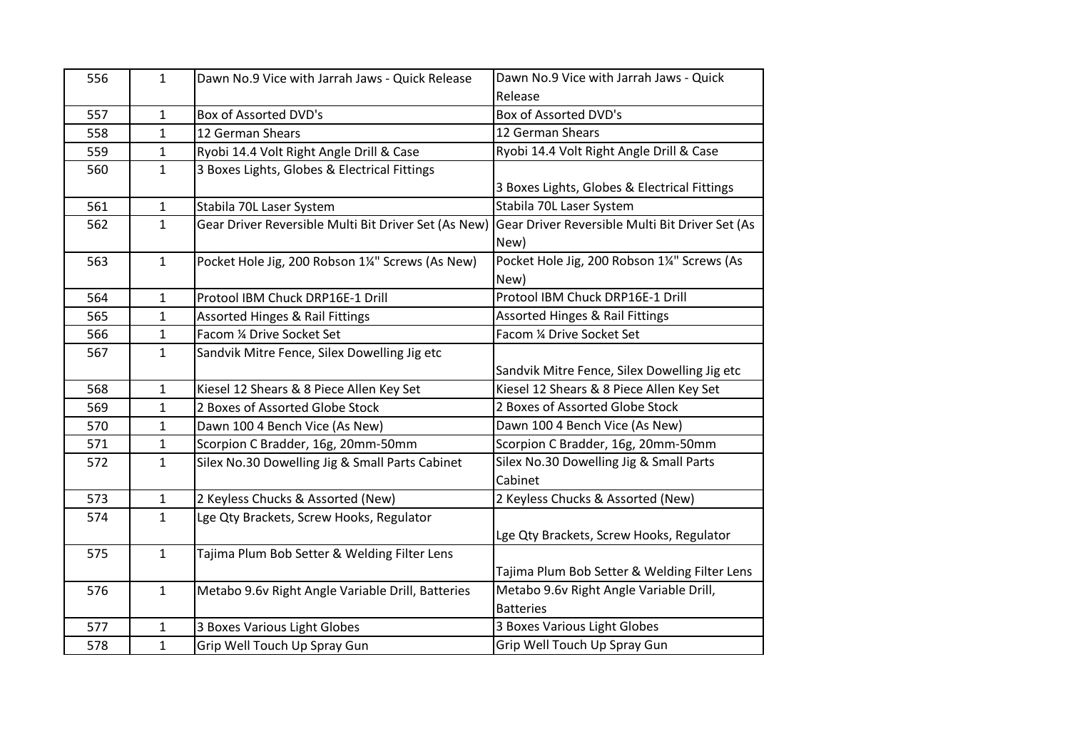| 556 | 1 | Dawn No.9 Vice with Jarrah Jaws - Quick Release | Dawn No.9 Vice with Jarrah Jaws - Quick Release |
|---|---|---|---|
| 557 | 1 | Box of Assorted DVD's | Box of Assorted DVD's |
| 558 | 1 | 12 German Shears | 12 German Shears |
| 559 | 1 | Ryobi 14.4 Volt Right Angle Drill & Case | Ryobi 14.4 Volt Right Angle Drill & Case |
| 560 | 1 | 3 Boxes Lights, Globes & Electrical Fittings | 3 Boxes Lights, Globes & Electrical Fittings |
| 561 | 1 | Stabila 70L Laser System | Stabila 70L Laser System |
| 562 | 1 | Gear Driver Reversible Multi Bit Driver Set (As New) | Gear Driver Reversible Multi Bit Driver Set (As New) |
| 563 | 1 | Pocket Hole Jig, 200 Robson 1¼" Screws (As New) | Pocket Hole Jig, 200 Robson 1¼" Screws (As New) |
| 564 | 1 | Protool IBM Chuck DRP16E-1 Drill | Protool IBM Chuck DRP16E-1 Drill |
| 565 | 1 | Assorted Hinges & Rail Fittings | Assorted Hinges & Rail Fittings |
| 566 | 1 | Facom ¼ Drive Socket Set | Facom ¼ Drive Socket Set |
| 567 | 1 | Sandvik Mitre Fence, Silex Dowelling Jig etc | Sandvik Mitre Fence, Silex Dowelling Jig etc |
| 568 | 1 | Kiesel 12 Shears & 8 Piece Allen Key Set | Kiesel 12 Shears & 8 Piece Allen Key Set |
| 569 | 1 | 2 Boxes of Assorted Globe Stock | 2 Boxes of Assorted Globe Stock |
| 570 | 1 | Dawn 100 4 Bench Vice (As New) | Dawn 100 4 Bench Vice (As New) |
| 571 | 1 | Scorpion C Bradder, 16g, 20mm-50mm | Scorpion C Bradder, 16g, 20mm-50mm |
| 572 | 1 | Silex No.30 Dowelling Jig & Small Parts Cabinet | Silex No.30 Dowelling Jig & Small Parts Cabinet |
| 573 | 1 | 2 Keyless Chucks & Assorted (New) | 2 Keyless Chucks & Assorted (New) |
| 574 | 1 | Lge Qty Brackets, Screw Hooks, Regulator | Lge Qty Brackets, Screw Hooks, Regulator |
| 575 | 1 | Tajima Plum Bob Setter & Welding Filter Lens | Tajima Plum Bob Setter & Welding Filter Lens |
| 576 | 1 | Metabo 9.6v Right Angle Variable Drill, Batteries | Metabo 9.6v Right Angle Variable Drill, Batteries |
| 577 | 1 | 3 Boxes Various Light Globes | 3 Boxes Various Light Globes |
| 578 | 1 | Grip Well Touch Up Spray Gun | Grip Well Touch Up Spray Gun |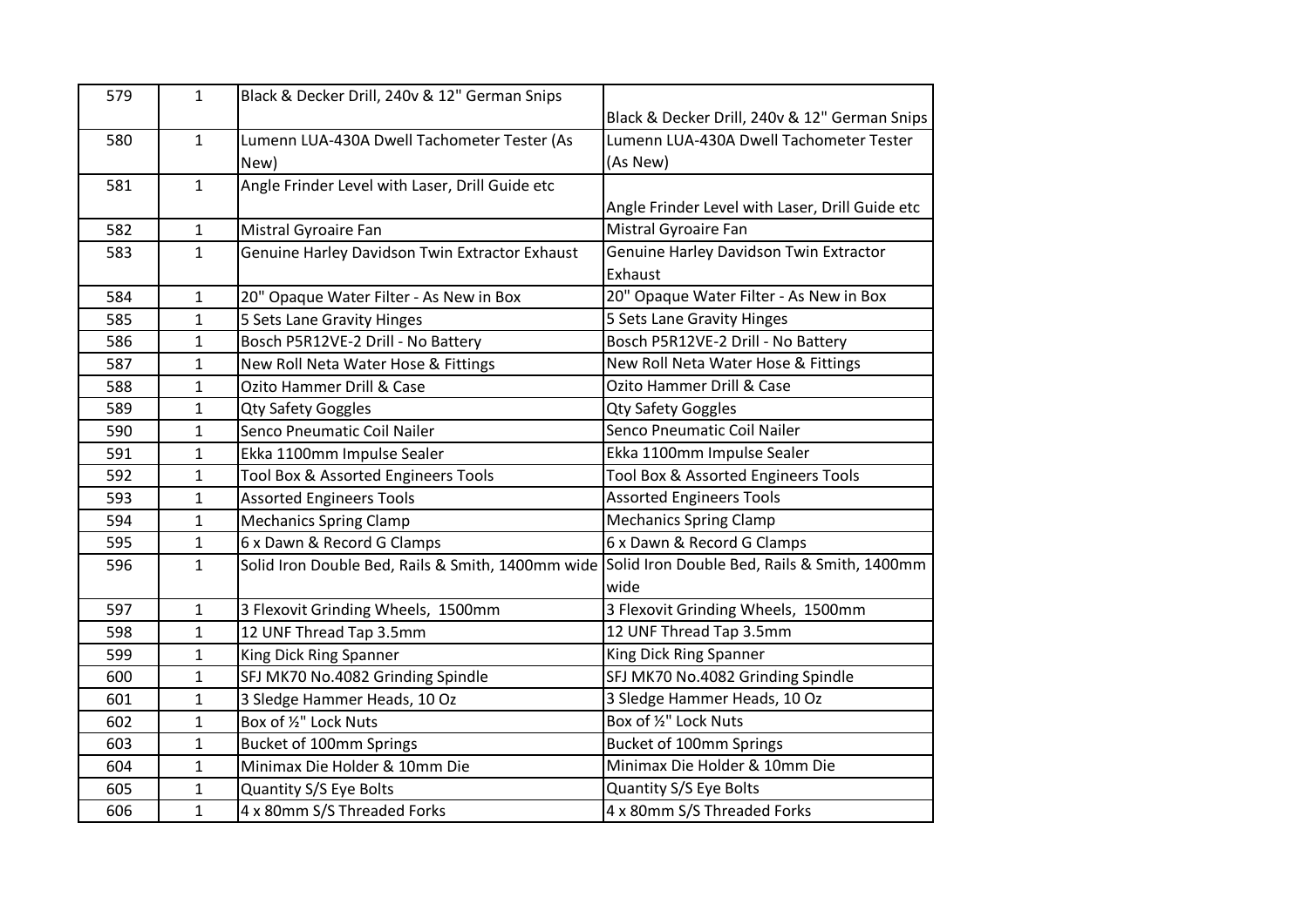| 579 | 1 | Black & Decker Drill, 240v & 12" German Snips | Black & Decker Drill, 240v & 12" German Snips |
|---|---|---|---|
| 580 | 1 | Lumenn LUA-430A Dwell Tachometer Tester (As New) | Lumenn LUA-430A Dwell Tachometer Tester (As New) |
| 581 | 1 | Angle Frinder Level with Laser, Drill Guide etc | Angle Frinder Level with Laser, Drill Guide etc |
| 582 | 1 | Mistral Gyroaire Fan | Mistral Gyroaire Fan |
| 583 | 1 | Genuine Harley Davidson Twin Extractor Exhaust | Genuine Harley Davidson Twin Extractor Exhaust |
| 584 | 1 | 20" Opaque Water Filter - As New in Box | 20" Opaque Water Filter - As New in Box |
| 585 | 1 | 5 Sets Lane Gravity Hinges | 5 Sets Lane Gravity Hinges |
| 586 | 1 | Bosch P5R12VE-2 Drill - No Battery | Bosch P5R12VE-2 Drill - No Battery |
| 587 | 1 | New Roll Neta Water Hose & Fittings | New Roll Neta Water Hose & Fittings |
| 588 | 1 | Ozito Hammer Drill & Case | Ozito Hammer Drill & Case |
| 589 | 1 | Qty Safety Goggles | Qty Safety Goggles |
| 590 | 1 | Senco Pneumatic Coil Nailer | Senco Pneumatic Coil Nailer |
| 591 | 1 | Ekka 1100mm Impulse Sealer | Ekka 1100mm Impulse Sealer |
| 592 | 1 | Tool Box & Assorted Engineers Tools | Tool Box & Assorted Engineers Tools |
| 593 | 1 | Assorted Engineers Tools | Assorted Engineers Tools |
| 594 | 1 | Mechanics Spring Clamp | Mechanics Spring Clamp |
| 595 | 1 | 6 x Dawn & Record G Clamps | 6 x Dawn & Record G Clamps |
| 596 | 1 | Solid Iron Double Bed, Rails & Smith, 1400mm wide | Solid Iron Double Bed, Rails & Smith, 1400mm wide |
| 597 | 1 | 3 Flexovit Grinding Wheels, 1500mm | 3 Flexovit Grinding Wheels, 1500mm |
| 598 | 1 | 12 UNF Thread Tap 3.5mm | 12 UNF Thread Tap 3.5mm |
| 599 | 1 | King Dick Ring Spanner | King Dick Ring Spanner |
| 600 | 1 | SFJ MK70 No.4082 Grinding Spindle | SFJ MK70 No.4082 Grinding Spindle |
| 601 | 1 | 3 Sledge Hammer Heads, 10 Oz | 3 Sledge Hammer Heads, 10 Oz |
| 602 | 1 | Box of ½" Lock Nuts | Box of ½" Lock Nuts |
| 603 | 1 | Bucket of 100mm Springs | Bucket of 100mm Springs |
| 604 | 1 | Minimax Die Holder & 10mm Die | Minimax Die Holder & 10mm Die |
| 605 | 1 | Quantity S/S Eye Bolts | Quantity S/S Eye Bolts |
| 606 | 1 | 4 x 80mm S/S Threaded Forks | 4 x 80mm S/S Threaded Forks |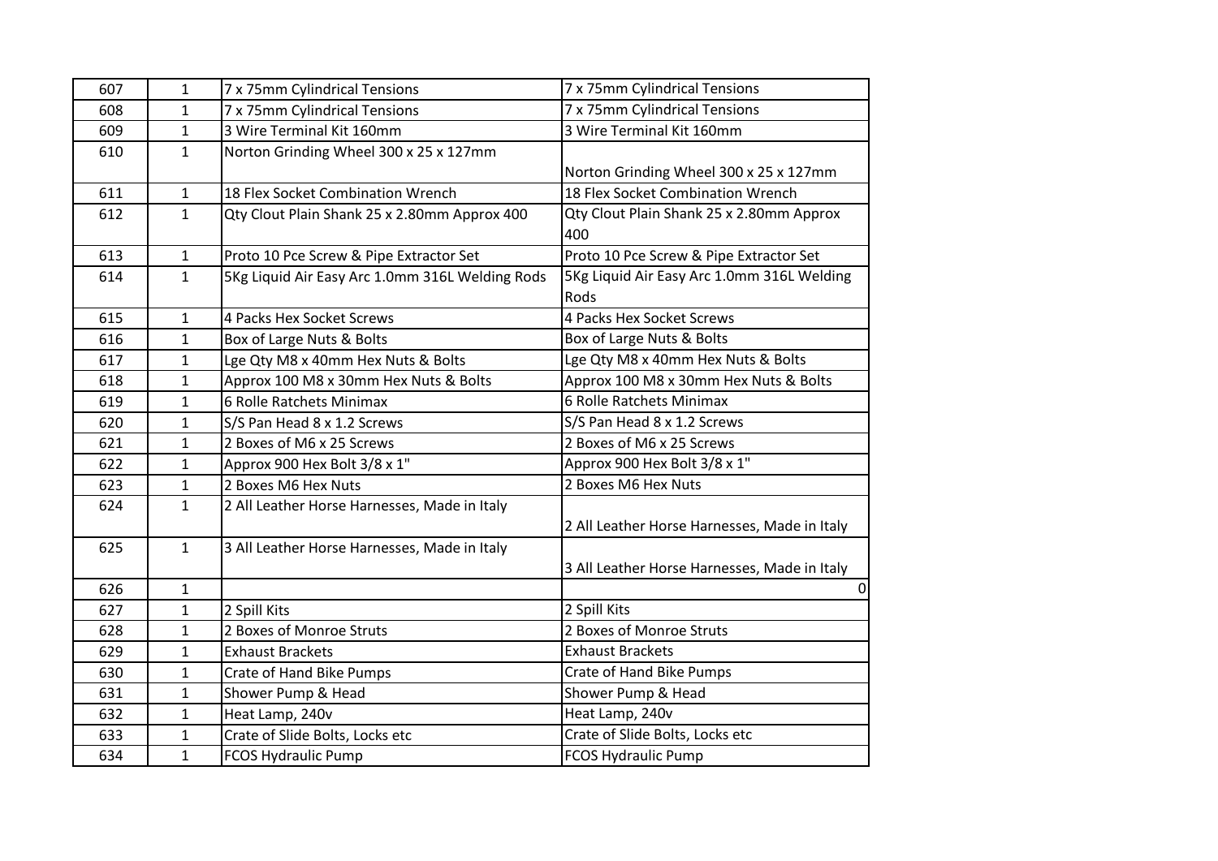| 607 | 1 | 7 x 75mm Cylindrical Tensions | 7 x 75mm Cylindrical Tensions |
|---|---|---|---|
| 608 | 1 | 7 x 75mm Cylindrical Tensions | 7 x 75mm Cylindrical Tensions |
| 609 | 1 | 3 Wire Terminal Kit 160mm | 3 Wire Terminal Kit 160mm |
| 610 | 1 | Norton Grinding Wheel 300 x 25 x 127mm | Norton Grinding Wheel 300 x 25 x 127mm |
| 611 | 1 | 18 Flex Socket Combination Wrench | 18 Flex Socket Combination Wrench |
| 612 | 1 | Qty Clout Plain Shank 25 x 2.80mm Approx 400 | Qty Clout Plain Shank 25 x 2.80mm Approx 400 |
| 613 | 1 | Proto 10 Pce Screw & Pipe Extractor Set | Proto 10 Pce Screw & Pipe Extractor Set |
| 614 | 1 | 5Kg Liquid Air Easy Arc 1.0mm 316L Welding Rods | 5Kg Liquid Air Easy Arc 1.0mm 316L Welding Rods |
| 615 | 1 | 4 Packs Hex Socket Screws | 4 Packs Hex Socket Screws |
| 616 | 1 | Box of Large Nuts & Bolts | Box of Large Nuts & Bolts |
| 617 | 1 | Lge Qty M8 x 40mm Hex Nuts & Bolts | Lge Qty M8 x 40mm Hex Nuts & Bolts |
| 618 | 1 | Approx 100 M8 x 30mm Hex Nuts & Bolts | Approx 100 M8 x 30mm Hex Nuts & Bolts |
| 619 | 1 | 6 Rolle Ratchets Minimax | 6 Rolle Ratchets Minimax |
| 620 | 1 | S/S Pan Head 8 x 1.2 Screws | S/S Pan Head 8 x 1.2 Screws |
| 621 | 1 | 2 Boxes of M6 x 25 Screws | 2 Boxes of M6 x 25 Screws |
| 622 | 1 | Approx 900 Hex Bolt 3/8 x 1" | Approx 900 Hex Bolt 3/8 x 1" |
| 623 | 1 | 2 Boxes M6 Hex Nuts | 2 Boxes M6 Hex Nuts |
| 624 | 1 | 2 All Leather Horse Harnesses, Made in Italy | 2 All Leather Horse Harnesses, Made in Italy |
| 625 | 1 | 3 All Leather Horse Harnesses, Made in Italy | 3 All Leather Horse Harnesses, Made in Italy |
| 626 | 1 | | 0 |
| 627 | 1 | 2 Spill Kits | 2 Spill Kits |
| 628 | 1 | 2 Boxes of Monroe Struts | 2 Boxes of Monroe Struts |
| 629 | 1 | Exhaust Brackets | Exhaust Brackets |
| 630 | 1 | Crate of Hand Bike Pumps | Crate of Hand Bike Pumps |
| 631 | 1 | Shower Pump & Head | Shower Pump & Head |
| 632 | 1 | Heat Lamp, 240v | Heat Lamp, 240v |
| 633 | 1 | Crate of Slide Bolts, Locks etc | Crate of Slide Bolts, Locks etc |
| 634 | 1 | FCOS Hydraulic Pump | FCOS Hydraulic Pump |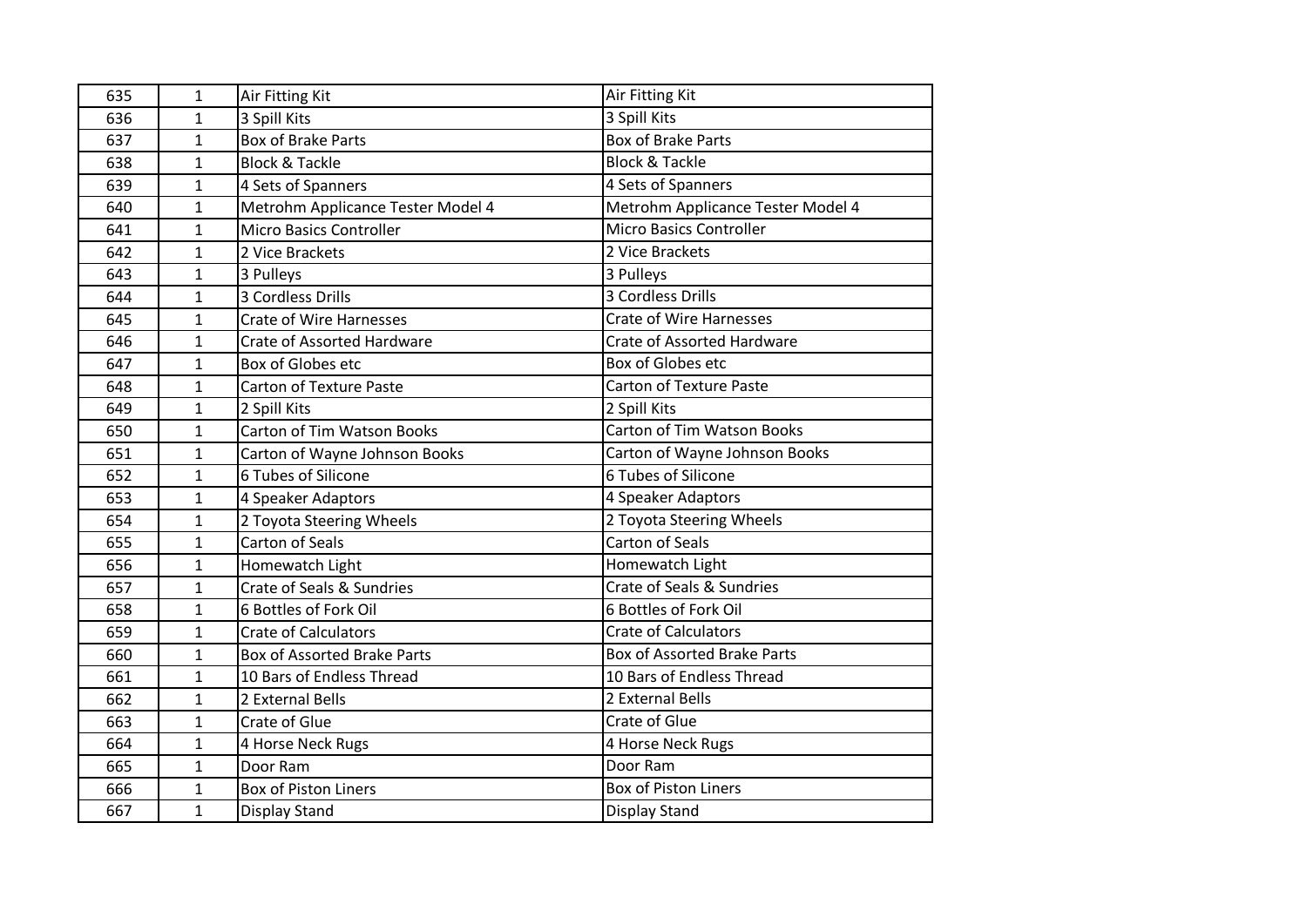| 635 | 1 | Air Fitting Kit | Air Fitting Kit |
|---|---|---|---|
| 636 | 1 | 3 Spill Kits | 3 Spill Kits |
| 637 | 1 | Box of Brake Parts | Box of Brake Parts |
| 638 | 1 | Block & Tackle | Block & Tackle |
| 639 | 1 | 4 Sets of Spanners | 4 Sets of Spanners |
| 640 | 1 | Metrohm Applicance Tester Model 4 | Metrohm Applicance Tester Model 4 |
| 641 | 1 | Micro Basics Controller | Micro Basics Controller |
| 642 | 1 | 2 Vice Brackets | 2 Vice Brackets |
| 643 | 1 | 3 Pulleys | 3 Pulleys |
| 644 | 1 | 3 Cordless Drills | 3 Cordless Drills |
| 645 | 1 | Crate of Wire Harnesses | Crate of Wire Harnesses |
| 646 | 1 | Crate of Assorted Hardware | Crate of Assorted Hardware |
| 647 | 1 | Box of Globes etc | Box of Globes etc |
| 648 | 1 | Carton of Texture Paste | Carton of Texture Paste |
| 649 | 1 | 2 Spill Kits | 2 Spill Kits |
| 650 | 1 | Carton of Tim Watson Books | Carton of Tim Watson Books |
| 651 | 1 | Carton of Wayne Johnson Books | Carton of Wayne Johnson Books |
| 652 | 1 | 6 Tubes of Silicone | 6 Tubes of Silicone |
| 653 | 1 | 4 Speaker Adaptors | 4 Speaker Adaptors |
| 654 | 1 | 2 Toyota Steering Wheels | 2 Toyota Steering Wheels |
| 655 | 1 | Carton of Seals | Carton of Seals |
| 656 | 1 | Homewatch Light | Homewatch Light |
| 657 | 1 | Crate of Seals & Sundries | Crate of Seals & Sundries |
| 658 | 1 | 6 Bottles of Fork Oil | 6 Bottles of Fork Oil |
| 659 | 1 | Crate of Calculators | Crate of Calculators |
| 660 | 1 | Box of Assorted Brake Parts | Box of Assorted Brake Parts |
| 661 | 1 | 10 Bars of Endless Thread | 10 Bars of Endless Thread |
| 662 | 1 | 2 External Bells | 2 External Bells |
| 663 | 1 | Crate of Glue | Crate of Glue |
| 664 | 1 | 4 Horse Neck Rugs | 4 Horse Neck Rugs |
| 665 | 1 | Door Ram | Door Ram |
| 666 | 1 | Box of Piston Liners | Box of Piston Liners |
| 667 | 1 | Display Stand | Display Stand |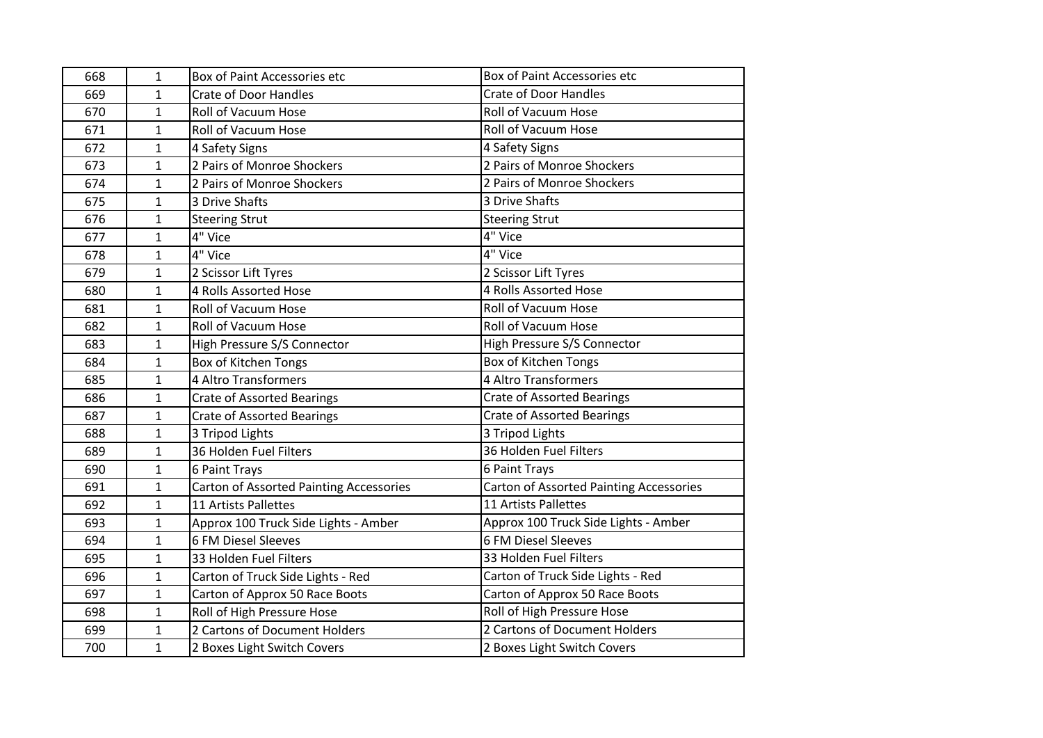| 668 | 1 | Box of Paint Accessories etc | Box of Paint Accessories etc |
|---|---|---|---|
| 669 | 1 | Crate of Door Handles | Crate of Door Handles |
| 670 | 1 | Roll of Vacuum Hose | Roll of Vacuum Hose |
| 671 | 1 | Roll of Vacuum Hose | Roll of Vacuum Hose |
| 672 | 1 | 4 Safety Signs | 4 Safety Signs |
| 673 | 1 | 2 Pairs of Monroe Shockers | 2 Pairs of Monroe Shockers |
| 674 | 1 | 2 Pairs of Monroe Shockers | 2 Pairs of Monroe Shockers |
| 675 | 1 | 3 Drive Shafts | 3 Drive Shafts |
| 676 | 1 | Steering Strut | Steering Strut |
| 677 | 1 | 4" Vice | 4" Vice |
| 678 | 1 | 4" Vice | 4" Vice |
| 679 | 1 | 2 Scissor Lift Tyres | 2 Scissor Lift Tyres |
| 680 | 1 | 4 Rolls Assorted Hose | 4 Rolls Assorted Hose |
| 681 | 1 | Roll of Vacuum Hose | Roll of Vacuum Hose |
| 682 | 1 | Roll of Vacuum Hose | Roll of Vacuum Hose |
| 683 | 1 | High Pressure S/S Connector | High Pressure S/S Connector |
| 684 | 1 | Box of Kitchen Tongs | Box of Kitchen Tongs |
| 685 | 1 | 4 Altro Transformers | 4 Altro Transformers |
| 686 | 1 | Crate of Assorted Bearings | Crate of Assorted Bearings |
| 687 | 1 | Crate of Assorted Bearings | Crate of Assorted Bearings |
| 688 | 1 | 3 Tripod Lights | 3 Tripod Lights |
| 689 | 1 | 36 Holden Fuel Filters | 36 Holden Fuel Filters |
| 690 | 1 | 6 Paint Trays | 6 Paint Trays |
| 691 | 1 | Carton of Assorted Painting Accessories | Carton of Assorted Painting Accessories |
| 692 | 1 | 11 Artists Pallettes | 11 Artists Pallettes |
| 693 | 1 | Approx 100 Truck Side Lights - Amber | Approx 100 Truck Side Lights - Amber |
| 694 | 1 | 6 FM Diesel Sleeves | 6 FM Diesel Sleeves |
| 695 | 1 | 33 Holden Fuel Filters | 33 Holden Fuel Filters |
| 696 | 1 | Carton of Truck Side Lights - Red | Carton of Truck Side Lights - Red |
| 697 | 1 | Carton of Approx 50 Race Boots | Carton of Approx 50 Race Boots |
| 698 | 1 | Roll of High Pressure Hose | Roll of High Pressure Hose |
| 699 | 1 | 2 Cartons of Document Holders | 2 Cartons of Document Holders |
| 700 | 1 | 2 Boxes Light Switch Covers | 2 Boxes Light Switch Covers |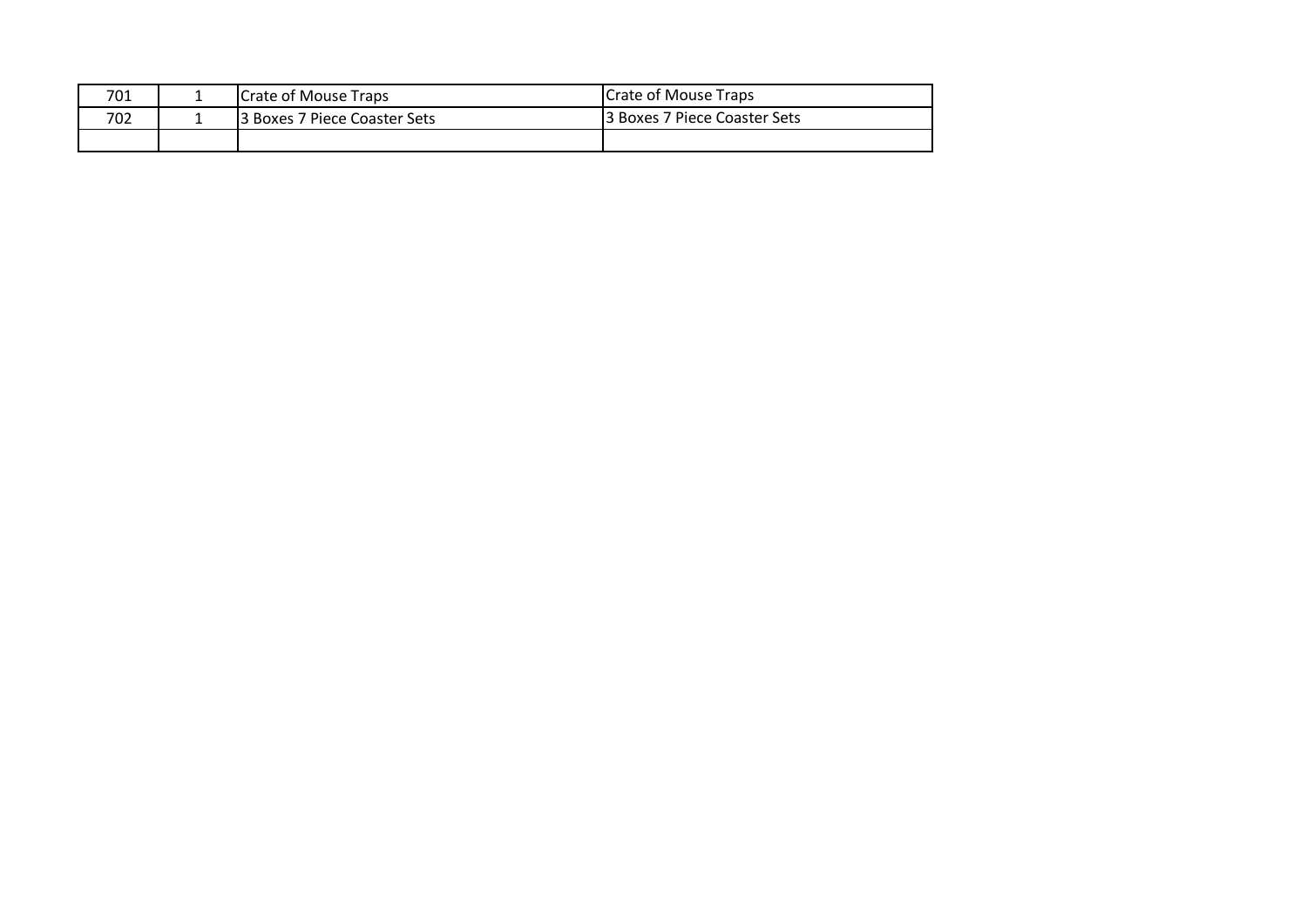| 701 | 1 | Crate of Mouse Traps | Crate of Mouse Traps |
|---|---|---|---|
| 702 | 1 | 3 Boxes 7 Piece Coaster Sets | 3 Boxes 7 Piece Coaster Sets |
| | | | |